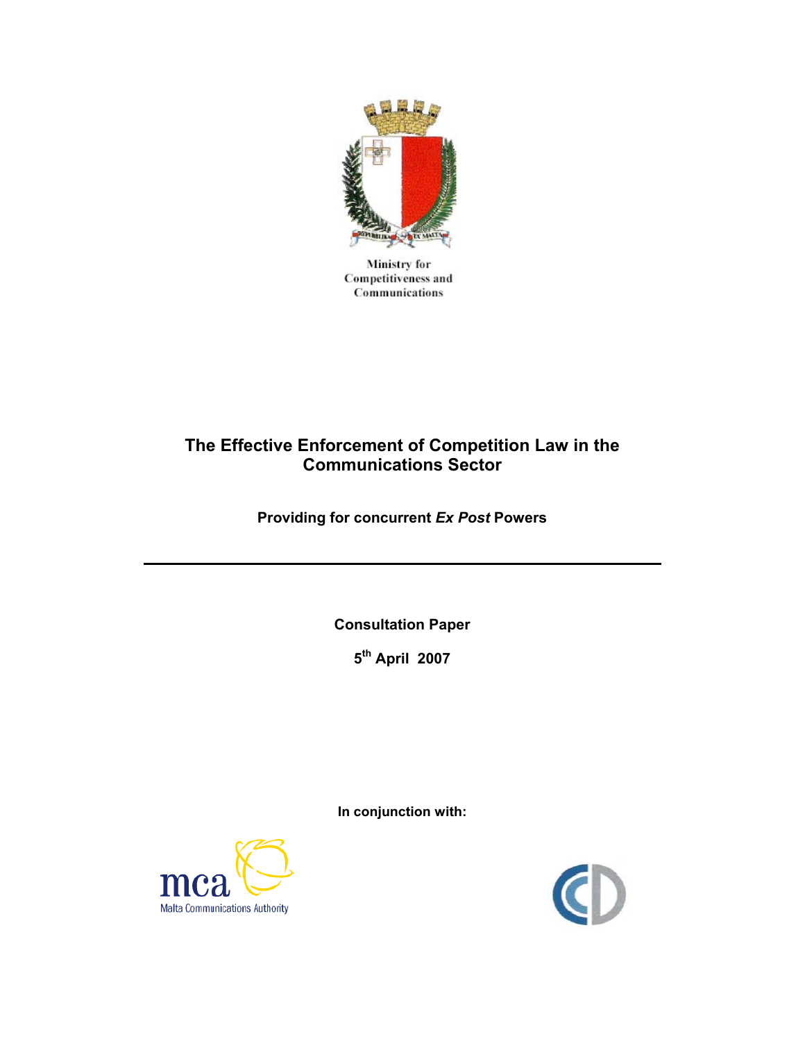Ministry for Competitiveness and Communications

# The Effective Enforcement of Competition Law in the Communications Sector

## Providing for concurrent *Ex Post* Powers

---

**Consultation Paper**

**5th April 2007**

**In conjunction with:**

mca
Malta Communications Authority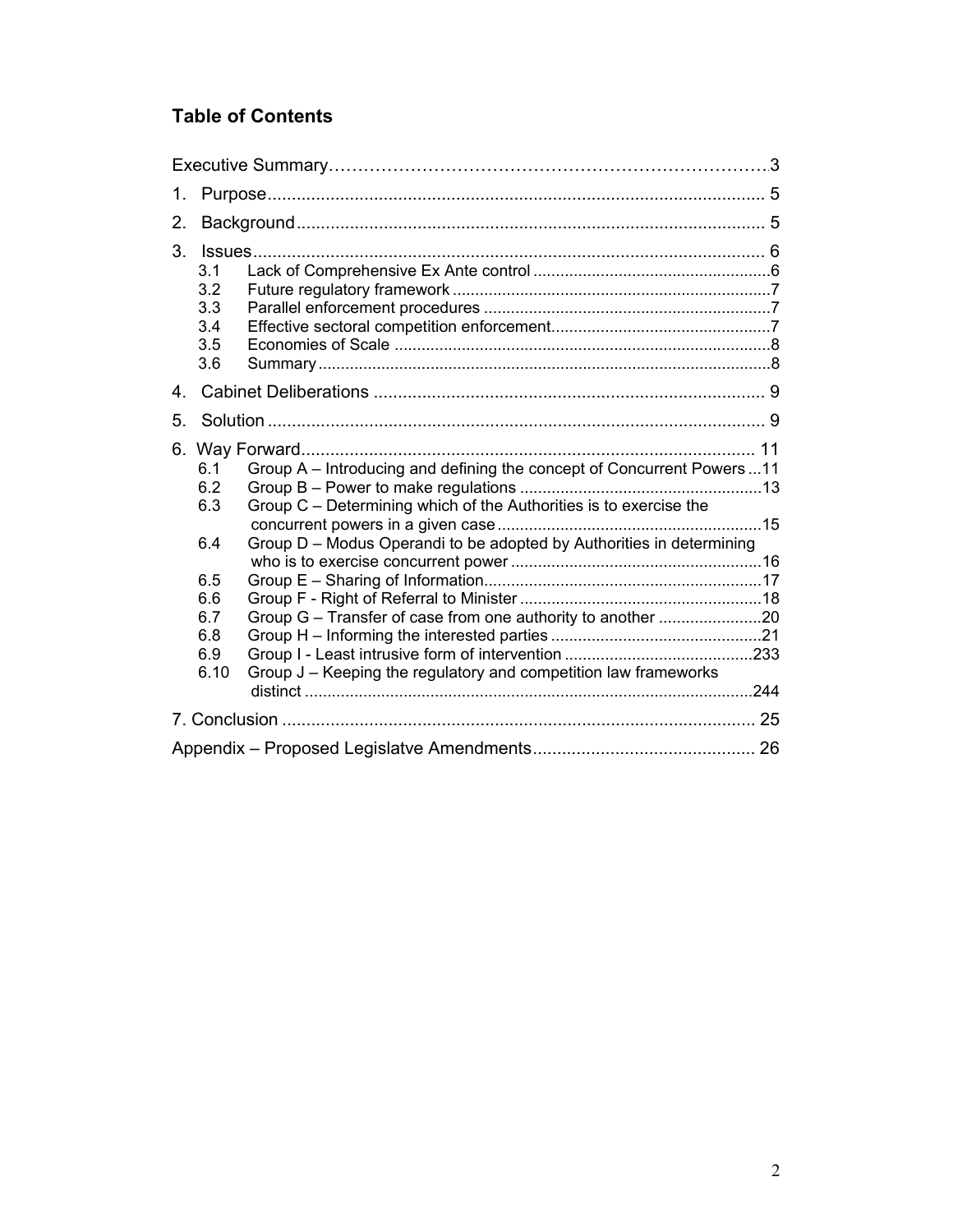## Table of Contents

Executive Summary …………………………………………………………………3

1. Purpose ........................................................................................ 5
2. Background .................................................................................. 5
3. Issues .......................................................................................... 6
   - 3.1 Lack of Comprehensive Ex Ante control ....................................................6
   - 3.2 Future regulatory framework ......................................................................7
   - 3.3 Parallel enforcement procedures ...............................................................7
   - 3.4 Effective sectoral competition enforcement.................................................7
   - 3.5 Economies of Scale ...................................................................................8
   - 3.6 Summary ...................................................................................................8
4. Cabinet Deliberations ................................................................................ 9
5. Solution ........................................................................................ 9
6. Way Forward.............................................................................................. 11
   - 6.1 Group A – Introducing and defining the concept of Concurrent Powers ...11
   - 6.2 Group B – Power to make regulations ......................................................13
   - 6.3 Group C – Determining which of the Authorities is to exercise the concurrent powers in a given case ...........................................................15
   - 6.4 Group D – Modus Operandi to be adopted by Authorities in determining who is to exercise concurrent power .......................................................16
   - 6.5 Group E – Sharing of Information..............................................................17
   - 6.6 Group F - Right of Referral to Minister ......................................................18
   - 6.7 Group G – Transfer of case from one authority to another .......................20
   - 6.8 Group H – Informing the interested parties ...............................................21
   - 6.9 Group I - Least intrusive form of intervention ..........................................233
   - 6.10 Group J – Keeping the regulatory and competition law frameworks distinct ..................................................................................................244

7. Conclusion .................................................................................. 25

Appendix – Proposed Legislatve Amendments............................................. 26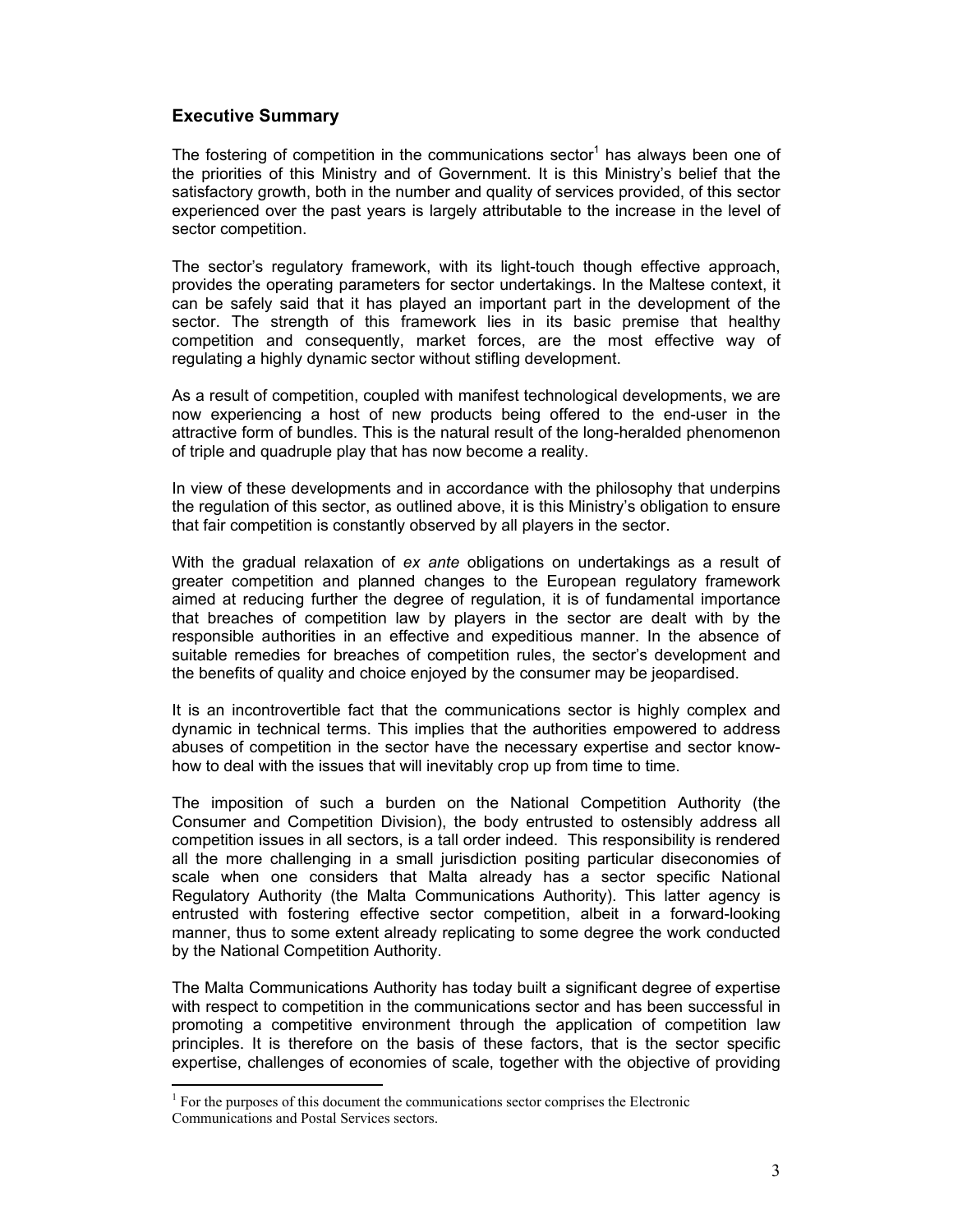## Executive Summary

The fostering of competition in the communications sector[1] has always been one of the priorities of this Ministry and of Government. It is this Ministry's belief that the satisfactory growth, both in the number and quality of services provided, of this sector experienced over the past years is largely attributable to the increase in the level of sector competition.

The sector's regulatory framework, with its light-touch though effective approach, provides the operating parameters for sector undertakings. In the Maltese context, it can be safely said that it has played an important part in the development of the sector. The strength of this framework lies in its basic premise that healthy competition and consequently, market forces, are the most effective way of regulating a highly dynamic sector without stifling development.

As a result of competition, coupled with manifest technological developments, we are now experiencing a host of new products being offered to the end-user in the attractive form of bundles. This is the natural result of the long-heralded phenomenon of triple and quadruple play that has now become a reality.

In view of these developments and in accordance with the philosophy that underpins the regulation of this sector, as outlined above, it is this Ministry's obligation to ensure that fair competition is constantly observed by all players in the sector.

With the gradual relaxation of *ex ante* obligations on undertakings as a result of greater competition and planned changes to the European regulatory framework aimed at reducing further the degree of regulation, it is of fundamental importance that breaches of competition law by players in the sector are dealt with by the responsible authorities in an effective and expeditious manner. In the absence of suitable remedies for breaches of competition rules, the sector's development and the benefits of quality and choice enjoyed by the consumer may be jeopardised.

It is an incontrovertible fact that the communications sector is highly complex and dynamic in technical terms. This implies that the authorities empowered to address abuses of competition in the sector have the necessary expertise and sector know-how to deal with the issues that will inevitably crop up from time to time.

The imposition of such a burden on the National Competition Authority (the Consumer and Competition Division), the body entrusted to ostensibly address all competition issues in all sectors, is a tall order indeed. This responsibility is rendered all the more challenging in a small jurisdiction positing particular diseconomies of scale when one considers that Malta already has a sector specific National Regulatory Authority (the Malta Communications Authority). This latter agency is entrusted with fostering effective sector competition, albeit in a forward-looking manner, thus to some extent already replicating to some degree the work conducted by the National Competition Authority.

The Malta Communications Authority has today built a significant degree of expertise with respect to competition in the communications sector and has been successful in promoting a competitive environment through the application of competition law principles. It is therefore on the basis of these factors, that is the sector specific expertise, challenges of economies of scale, together with the objective of providing

[1] For the purposes of this document the communications sector comprises the Electronic Communications and Postal Services sectors.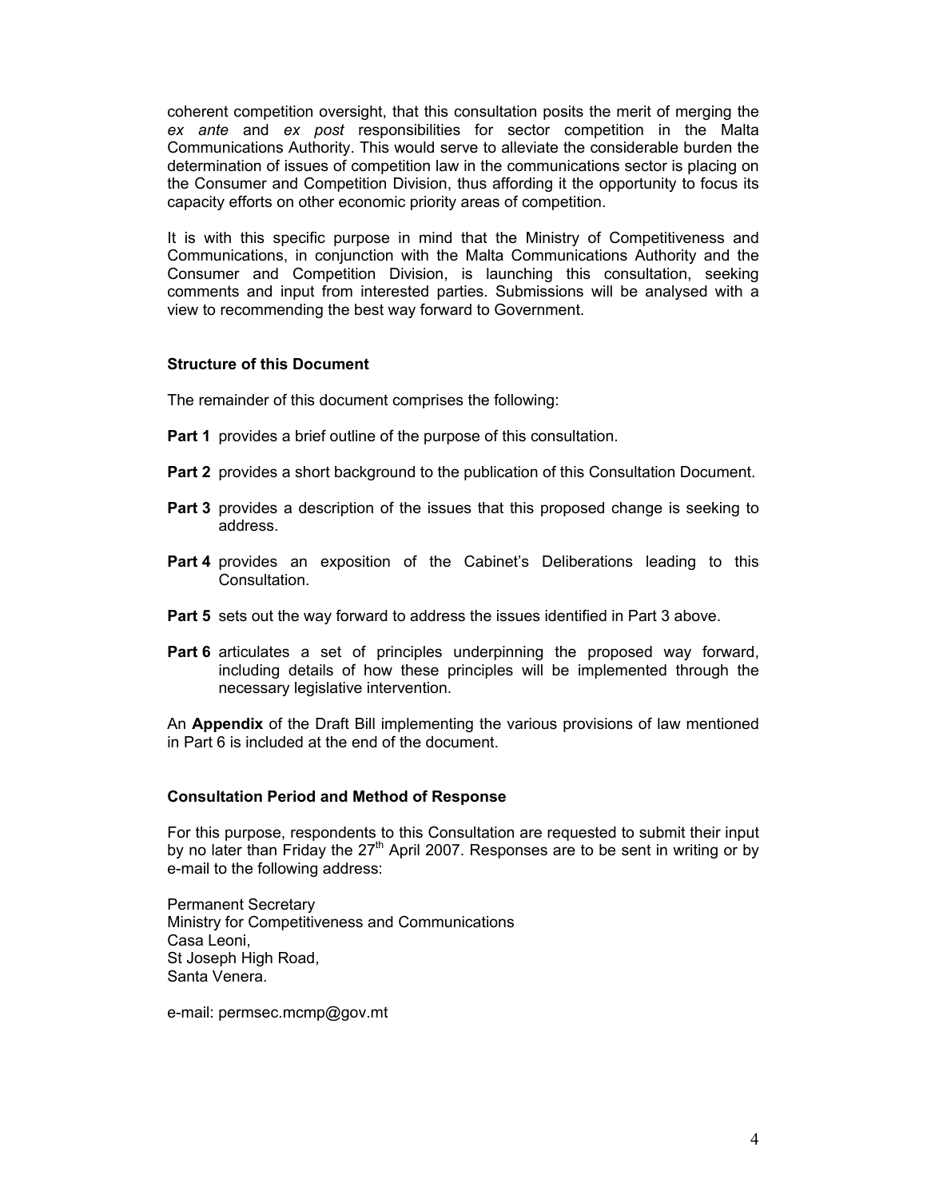coherent competition oversight, that this consultation posits the merit of merging the *ex ante* and *ex post* responsibilities for sector competition in the Malta Communications Authority. This would serve to alleviate the considerable burden the determination of issues of competition law in the communications sector is placing on the Consumer and Competition Division, thus affording it the opportunity to focus its capacity efforts on other economic priority areas of competition.

It is with this specific purpose in mind that the Ministry of Competitiveness and Communications, in conjunction with the Malta Communications Authority and the Consumer and Competition Division, is launching this consultation, seeking comments and input from interested parties. Submissions will be analysed with a view to recommending the best way forward to Government.

**Structure of this Document**

The remainder of this document comprises the following:

**Part 1** provides a brief outline of the purpose of this consultation.

**Part 2** provides a short background to the publication of this Consultation Document.

**Part 3** provides a description of the issues that this proposed change is seeking to address.

**Part 4** provides an exposition of the Cabinet's Deliberations leading to this Consultation.

**Part 5** sets out the way forward to address the issues identified in Part 3 above.

**Part 6** articulates a set of principles underpinning the proposed way forward, including details of how these principles will be implemented through the necessary legislative intervention.

An **Appendix** of the Draft Bill implementing the various provisions of law mentioned in Part 6 is included at the end of the document.

**Consultation Period and Method of Response**

For this purpose, respondents to this Consultation are requested to submit their input by no later than Friday the 27th April 2007. Responses are to be sent in writing or by e-mail to the following address:

Permanent Secretary
Ministry for Competitiveness and Communications
Casa Leoni,
St Joseph High Road,
Santa Venera.

e-mail: permsec.mcmp@gov.mt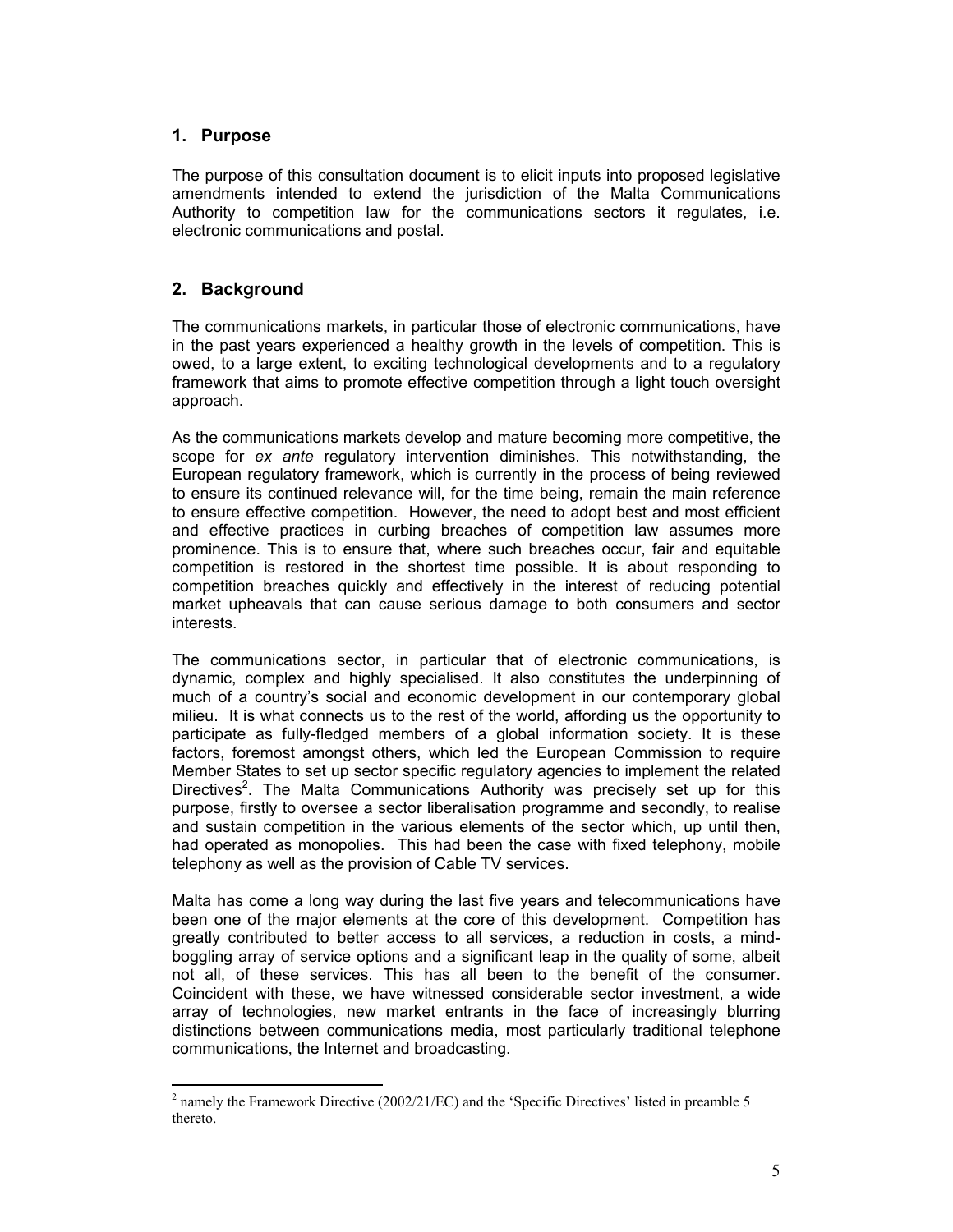## 1. Purpose

The purpose of this consultation document is to elicit inputs into proposed legislative amendments intended to extend the jurisdiction of the Malta Communications Authority to competition law for the communications sectors it regulates, i.e. electronic communications and postal.

## 2. Background

The communications markets, in particular those of electronic communications, have in the past years experienced a healthy growth in the levels of competition. This is owed, to a large extent, to exciting technological developments and to a regulatory framework that aims to promote effective competition through a light touch oversight approach.

As the communications markets develop and mature becoming more competitive, the scope for *ex ante* regulatory intervention diminishes. This notwithstanding, the European regulatory framework, which is currently in the process of being reviewed to ensure its continued relevance will, for the time being, remain the main reference to ensure effective competition. However, the need to adopt best and most efficient and effective practices in curbing breaches of competition law assumes more prominence. This is to ensure that, where such breaches occur, fair and equitable competition is restored in the shortest time possible. It is about responding to competition breaches quickly and effectively in the interest of reducing potential market upheavals that can cause serious damage to both consumers and sector interests.

The communications sector, in particular that of electronic communications, is dynamic, complex and highly specialised. It also constitutes the underpinning of much of a country's social and economic development in our contemporary global milieu. It is what connects us to the rest of the world, affording us the opportunity to participate as fully-fledged members of a global information society. It is these factors, foremost amongst others, which led the European Commission to require Member States to set up sector specific regulatory agencies to implement the related Directives[2]. The Malta Communications Authority was precisely set up for this purpose, firstly to oversee a sector liberalisation programme and secondly, to realise and sustain competition in the various elements of the sector which, up until then, had operated as monopolies. This had been the case with fixed telephony, mobile telephony as well as the provision of Cable TV services.

Malta has come a long way during the last five years and telecommunications have been one of the major elements at the core of this development. Competition has greatly contributed to better access to all services, a reduction in costs, a mind-boggling array of service options and a significant leap in the quality of some, albeit not all, of these services. This has all been to the benefit of the consumer. Coincident with these, we have witnessed considerable sector investment, a wide array of technologies, new market entrants in the face of increasingly blurring distinctions between communications media, most particularly traditional telephone communications, the Internet and broadcasting.

---

[2] namely the Framework Directive (2002/21/EC) and the 'Specific Directives' listed in preamble 5 thereto.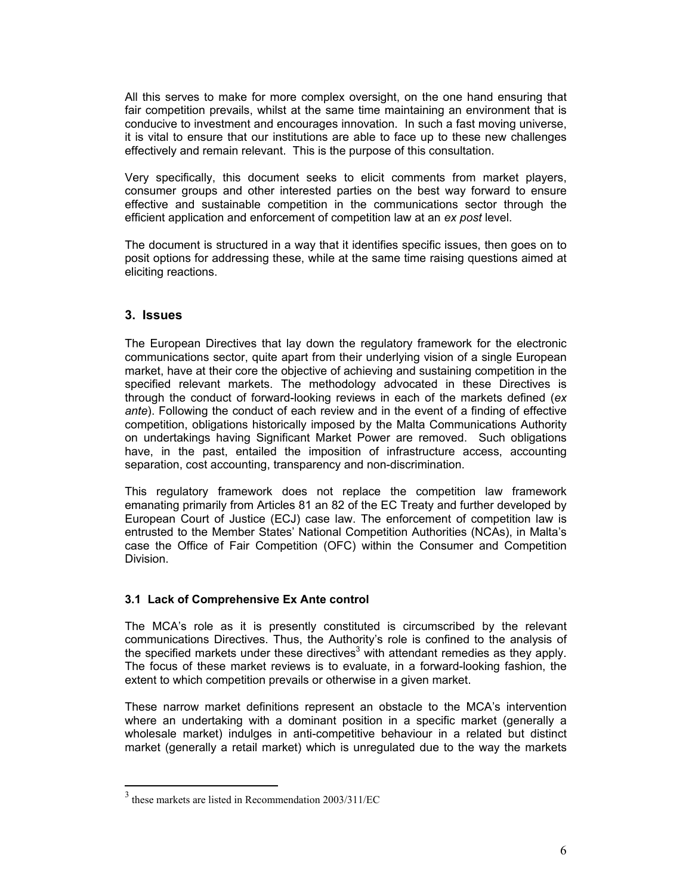All this serves to make for more complex oversight, on the one hand ensuring that fair competition prevails, whilst at the same time maintaining an environment that is conducive to investment and encourages innovation. In such a fast moving universe, it is vital to ensure that our institutions are able to face up to these new challenges effectively and remain relevant. This is the purpose of this consultation.

Very specifically, this document seeks to elicit comments from market players, consumer groups and other interested parties on the best way forward to ensure effective and sustainable competition in the communications sector through the efficient application and enforcement of competition law at an *ex post* level.

The document is structured in a way that it identifies specific issues, then goes on to posit options for addressing these, while at the same time raising questions aimed at eliciting reactions.

## 3. Issues

The European Directives that lay down the regulatory framework for the electronic communications sector, quite apart from their underlying vision of a single European market, have at their core the objective of achieving and sustaining competition in the specified relevant markets. The methodology advocated in these Directives is through the conduct of forward-looking reviews in each of the markets defined (*ex ante*). Following the conduct of each review and in the event of a finding of effective competition, obligations historically imposed by the Malta Communications Authority on undertakings having Significant Market Power are removed. Such obligations have, in the past, entailed the imposition of infrastructure access, accounting separation, cost accounting, transparency and non-discrimination.

This regulatory framework does not replace the competition law framework emanating primarily from Articles 81 an 82 of the EC Treaty and further developed by European Court of Justice (ECJ) case law. The enforcement of competition law is entrusted to the Member States' National Competition Authorities (NCAs), in Malta's case the Office of Fair Competition (OFC) within the Consumer and Competition Division.

### 3.1 Lack of Comprehensive Ex Ante control

The MCA's role as it is presently constituted is circumscribed by the relevant communications Directives. Thus, the Authority's role is confined to the analysis of the specified markets under these directives[3] with attendant remedies as they apply. The focus of these market reviews is to evaluate, in a forward-looking fashion, the extent to which competition prevails or otherwise in a given market.

These narrow market definitions represent an obstacle to the MCA's intervention where an undertaking with a dominant position in a specific market (generally a wholesale market) indulges in anti-competitive behaviour in a related but distinct market (generally a retail market) which is unregulated due to the way the markets

[3] these markets are listed in Recommendation 2003/311/EC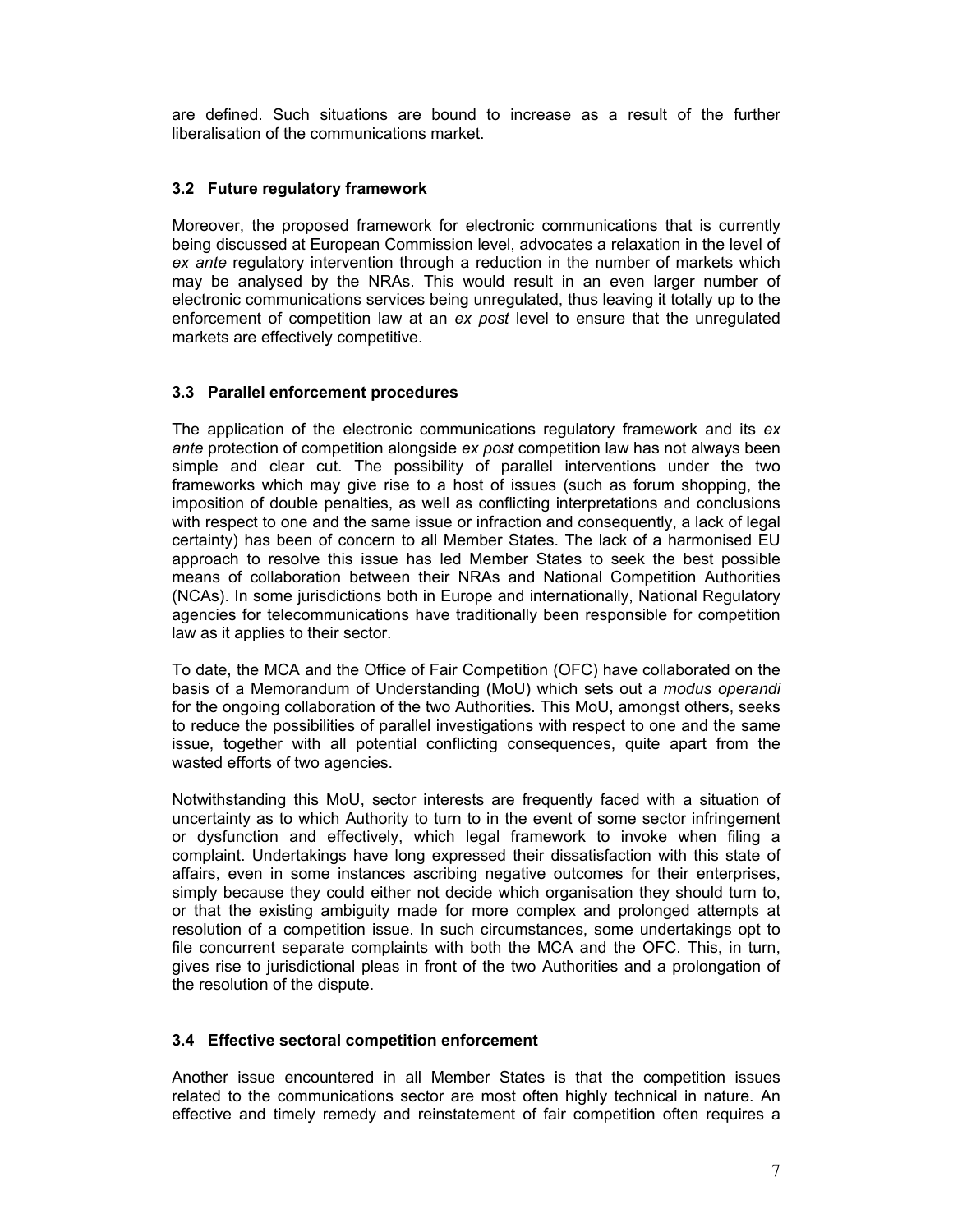are defined. Such situations are bound to increase as a result of the further liberalisation of the communications market.

### 3.2 Future regulatory framework

Moreover, the proposed framework for electronic communications that is currently being discussed at European Commission level, advocates a relaxation in the level of *ex ante* regulatory intervention through a reduction in the number of markets which may be analysed by the NRAs. This would result in an even larger number of electronic communications services being unregulated, thus leaving it totally up to the enforcement of competition law at an *ex post* level to ensure that the unregulated markets are effectively competitive.

### 3.3 Parallel enforcement procedures

The application of the electronic communications regulatory framework and its *ex ante* protection of competition alongside *ex post* competition law has not always been simple and clear cut. The possibility of parallel interventions under the two frameworks which may give rise to a host of issues (such as forum shopping, the imposition of double penalties, as well as conflicting interpretations and conclusions with respect to one and the same issue or infraction and consequently, a lack of legal certainty) has been of concern to all Member States. The lack of a harmonised EU approach to resolve this issue has led Member States to seek the best possible means of collaboration between their NRAs and National Competition Authorities (NCAs). In some jurisdictions both in Europe and internationally, National Regulatory agencies for telecommunications have traditionally been responsible for competition law as it applies to their sector.

To date, the MCA and the Office of Fair Competition (OFC) have collaborated on the basis of a Memorandum of Understanding (MoU) which sets out a *modus operandi* for the ongoing collaboration of the two Authorities. This MoU, amongst others, seeks to reduce the possibilities of parallel investigations with respect to one and the same issue, together with all potential conflicting consequences, quite apart from the wasted efforts of two agencies.

Notwithstanding this MoU, sector interests are frequently faced with a situation of uncertainty as to which Authority to turn to in the event of some sector infringement or dysfunction and effectively, which legal framework to invoke when filing a complaint. Undertakings have long expressed their dissatisfaction with this state of affairs, even in some instances ascribing negative outcomes for their enterprises, simply because they could either not decide which organisation they should turn to, or that the existing ambiguity made for more complex and prolonged attempts at resolution of a competition issue. In such circumstances, some undertakings opt to file concurrent separate complaints with both the MCA and the OFC. This, in turn, gives rise to jurisdictional pleas in front of the two Authorities and a prolongation of the resolution of the dispute.

### 3.4 Effective sectoral competition enforcement

Another issue encountered in all Member States is that the competition issues related to the communications sector are most often highly technical in nature. An effective and timely remedy and reinstatement of fair competition often requires a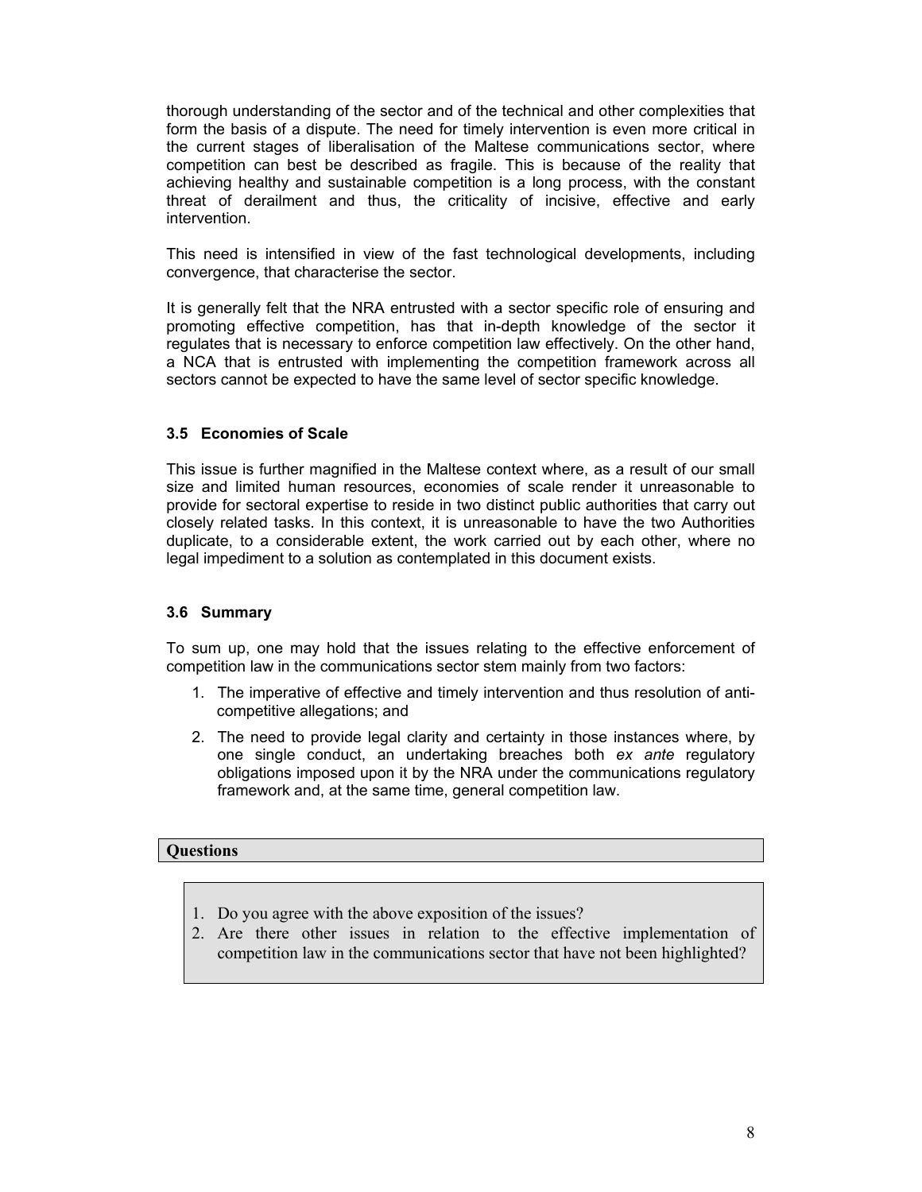thorough understanding of the sector and of the technical and other complexities that form the basis of a dispute. The need for timely intervention is even more critical in the current stages of liberalisation of the Maltese communications sector, where competition can best be described as fragile. This is because of the reality that achieving healthy and sustainable competition is a long process, with the constant threat of derailment and thus, the criticality of incisive, effective and early intervention.

This need is intensified in view of the fast technological developments, including convergence, that characterise the sector.

It is generally felt that the NRA entrusted with a sector specific role of ensuring and promoting effective competition, has that in-depth knowledge of the sector it regulates that is necessary to enforce competition law effectively. On the other hand, a NCA that is entrusted with implementing the competition framework across all sectors cannot be expected to have the same level of sector specific knowledge.

### 3.5 Economies of Scale

This issue is further magnified in the Maltese context where, as a result of our small size and limited human resources, economies of scale render it unreasonable to provide for sectoral expertise to reside in two distinct public authorities that carry out closely related tasks. In this context, it is unreasonable to have the two Authorities duplicate, to a considerable extent, the work carried out by each other, where no legal impediment to a solution as contemplated in this document exists.

### 3.6 Summary

To sum up, one may hold that the issues relating to the effective enforcement of competition law in the communications sector stem mainly from two factors:

1. The imperative of effective and timely intervention and thus resolution of anti-competitive allegations; and
2. The need to provide legal clarity and certainty in those instances where, by one single conduct, an undertaking breaches both *ex ante* regulatory obligations imposed upon it by the NRA under the communications regulatory framework and, at the same time, general competition law.

**Questions**

1. Do you agree with the above exposition of the issues?
2. Are there other issues in relation to the effective implementation of competition law in the communications sector that have not been highlighted?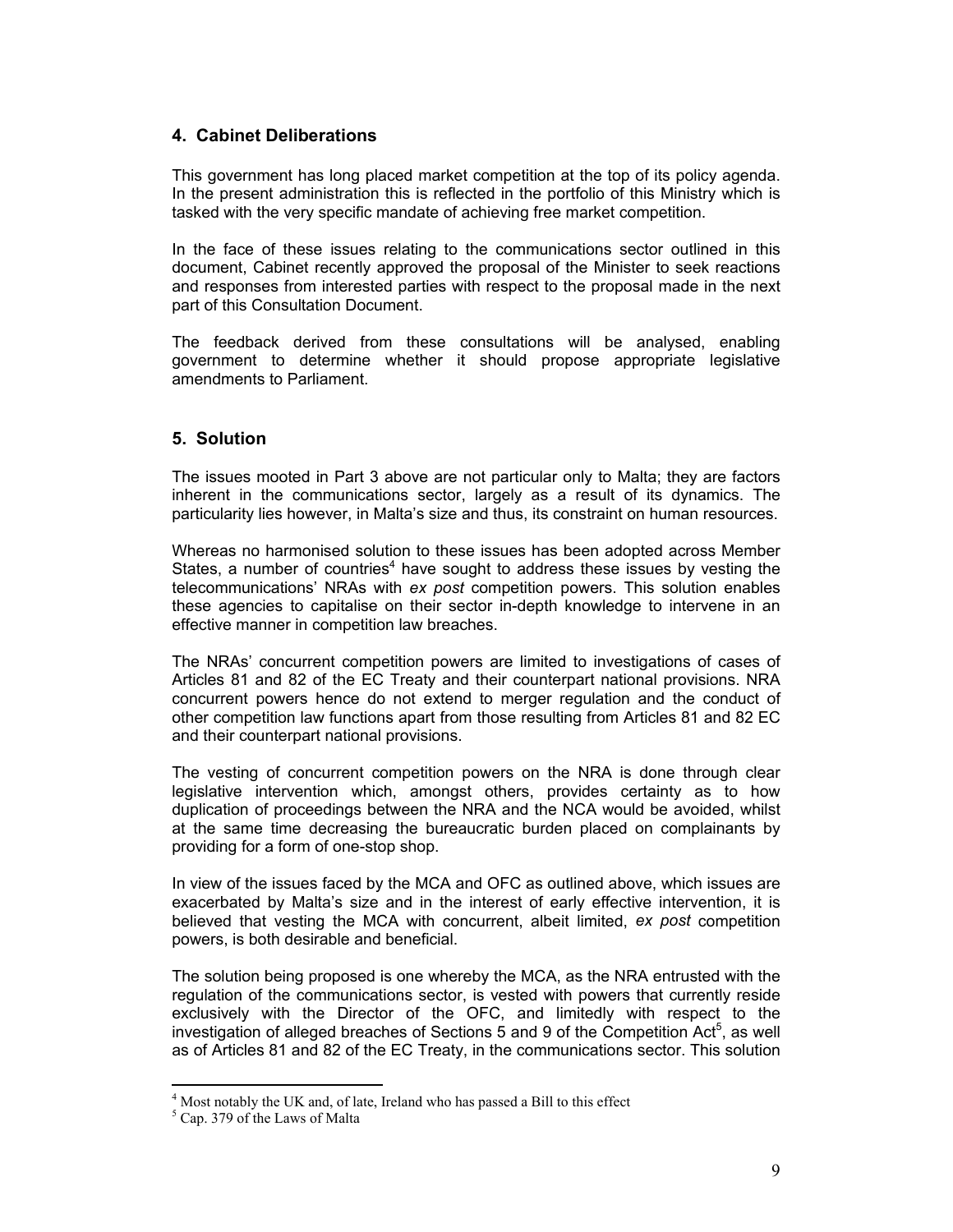## 4. Cabinet Deliberations

This government has long placed market competition at the top of its policy agenda. In the present administration this is reflected in the portfolio of this Ministry which is tasked with the very specific mandate of achieving free market competition.

In the face of these issues relating to the communications sector outlined in this document, Cabinet recently approved the proposal of the Minister to seek reactions and responses from interested parties with respect to the proposal made in the next part of this Consultation Document.

The feedback derived from these consultations will be analysed, enabling government to determine whether it should propose appropriate legislative amendments to Parliament.

## 5. Solution

The issues mooted in Part 3 above are not particular only to Malta; they are factors inherent in the communications sector, largely as a result of its dynamics. The particularity lies however, in Malta's size and thus, its constraint on human resources.

Whereas no harmonised solution to these issues has been adopted across Member States, a number of countries[4] have sought to address these issues by vesting the telecommunications' NRAs with *ex post* competition powers. This solution enables these agencies to capitalise on their sector in-depth knowledge to intervene in an effective manner in competition law breaches.

The NRAs' concurrent competition powers are limited to investigations of cases of Articles 81 and 82 of the EC Treaty and their counterpart national provisions. NRA concurrent powers hence do not extend to merger regulation and the conduct of other competition law functions apart from those resulting from Articles 81 and 82 EC and their counterpart national provisions.

The vesting of concurrent competition powers on the NRA is done through clear legislative intervention which, amongst others, provides certainty as to how duplication of proceedings between the NRA and the NCA would be avoided, whilst at the same time decreasing the bureaucratic burden placed on complainants by providing for a form of one-stop shop.

In view of the issues faced by the MCA and OFC as outlined above, which issues are exacerbated by Malta's size and in the interest of early effective intervention, it is believed that vesting the MCA with concurrent, albeit limited, *ex post* competition powers, is both desirable and beneficial.

The solution being proposed is one whereby the MCA, as the NRA entrusted with the regulation of the communications sector, is vested with powers that currently reside exclusively with the Director of the OFC, and limitedly with respect to the investigation of alleged breaches of Sections 5 and 9 of the Competition Act[5], as well as of Articles 81 and 82 of the EC Treaty, in the communications sector. This solution

---

[4] Most notably the UK and, of late, Ireland who has passed a Bill to this effect

[5] Cap. 379 of the Laws of Malta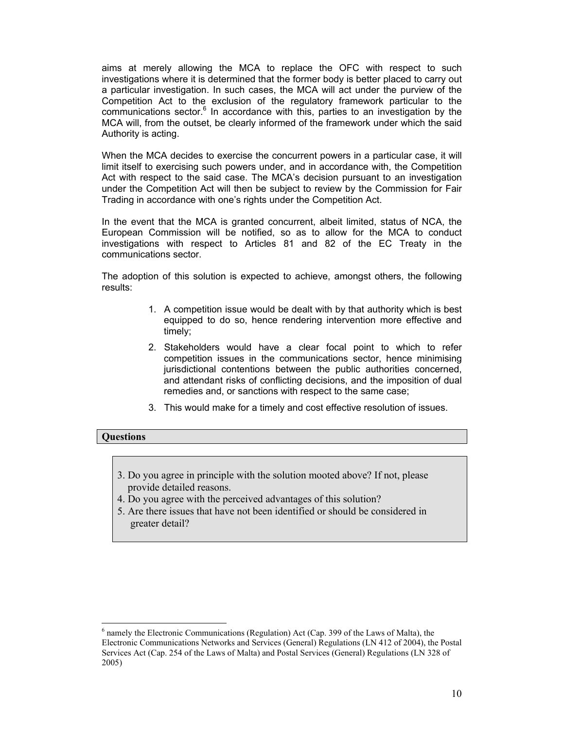aims at merely allowing the MCA to replace the OFC with respect to such investigations where it is determined that the former body is better placed to carry out a particular investigation. In such cases, the MCA will act under the purview of the Competition Act to the exclusion of the regulatory framework particular to the communications sector.[6] In accordance with this, parties to an investigation by the MCA will, from the outset, be clearly informed of the framework under which the said Authority is acting.

When the MCA decides to exercise the concurrent powers in a particular case, it will limit itself to exercising such powers under, and in accordance with, the Competition Act with respect to the said case. The MCA's decision pursuant to an investigation under the Competition Act will then be subject to review by the Commission for Fair Trading in accordance with one's rights under the Competition Act.

In the event that the MCA is granted concurrent, albeit limited, status of NCA, the European Commission will be notified, so as to allow for the MCA to conduct investigations with respect to Articles 81 and 82 of the EC Treaty in the communications sector.

The adoption of this solution is expected to achieve, amongst others, the following results:

1. A competition issue would be dealt with by that authority which is best equipped to do so, hence rendering intervention more effective and timely;
2. Stakeholders would have a clear focal point to which to refer competition issues in the communications sector, hence minimising jurisdictional contentions between the public authorities concerned, and attendant risks of conflicting decisions, and the imposition of dual remedies and, or sanctions with respect to the same case;
3. This would make for a timely and cost effective resolution of issues.

**Questions**

3. Do you agree in principle with the solution mooted above? If not, please provide detailed reasons.
4. Do you agree with the perceived advantages of this solution?
5. Are there issues that have not been identified or should be considered in greater detail?

---

[6] namely the Electronic Communications (Regulation) Act (Cap. 399 of the Laws of Malta), the Electronic Communications Networks and Services (General) Regulations (LN 412 of 2004), the Postal Services Act (Cap. 254 of the Laws of Malta) and Postal Services (General) Regulations (LN 328 of 2005)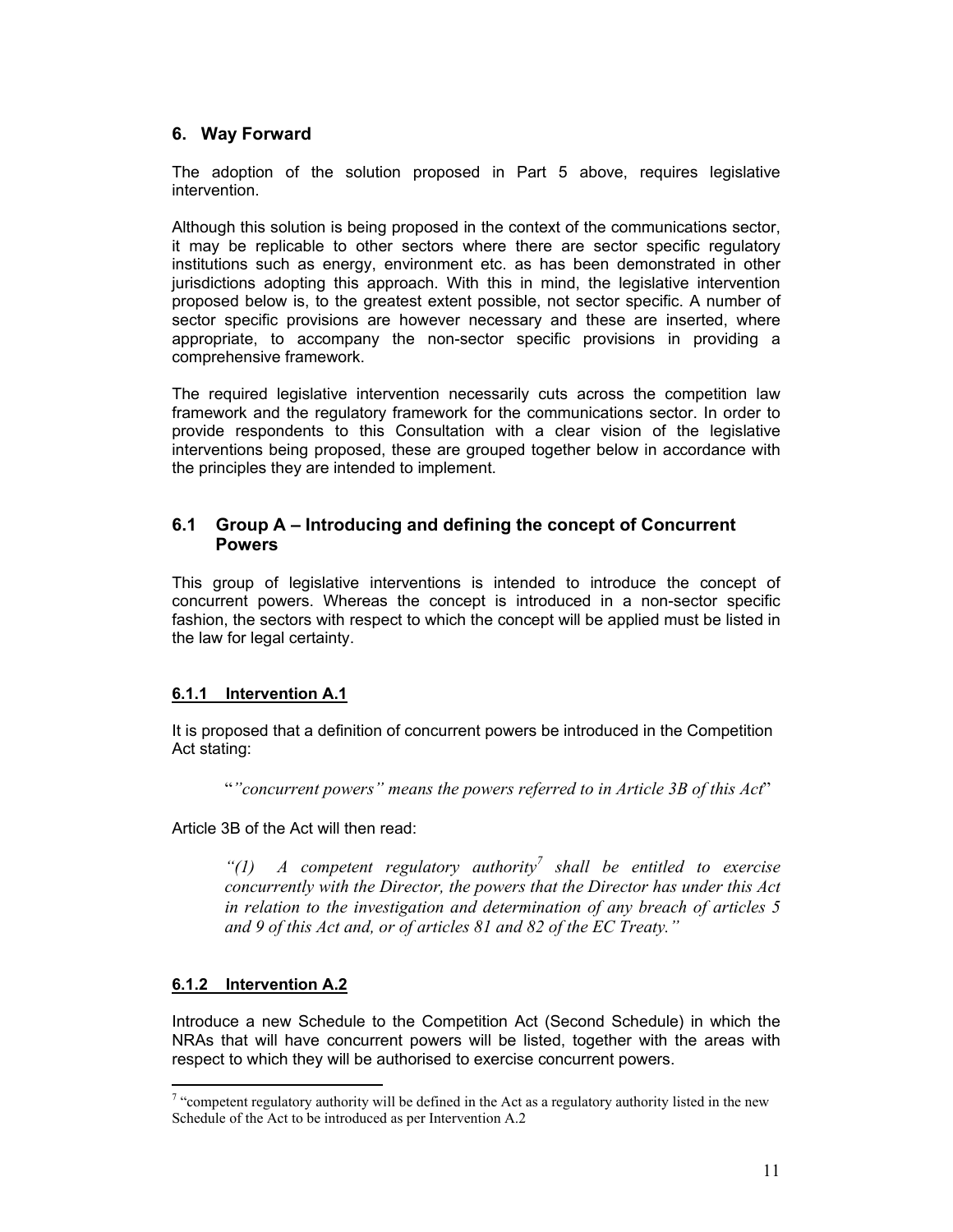## 6. Way Forward

The adoption of the solution proposed in Part 5 above, requires legislative intervention.

Although this solution is being proposed in the context of the communications sector, it may be replicable to other sectors where there are sector specific regulatory institutions such as energy, environment etc. as has been demonstrated in other jurisdictions adopting this approach. With this in mind, the legislative intervention proposed below is, to the greatest extent possible, not sector specific. A number of sector specific provisions are however necessary and these are inserted, where appropriate, to accompany the non-sector specific provisions in providing a comprehensive framework.

The required legislative intervention necessarily cuts across the competition law framework and the regulatory framework for the communications sector. In order to provide respondents to this Consultation with a clear vision of the legislative interventions being proposed, these are grouped together below in accordance with the principles they are intended to implement.

### 6.1 Group A – Introducing and defining the concept of Concurrent Powers

This group of legislative interventions is intended to introduce the concept of concurrent powers. Whereas the concept is introduced in a non-sector specific fashion, the sectors with respect to which the concept will be applied must be listed in the law for legal certainty.

#### 6.1.1 Intervention A.1

It is proposed that a definition of concurrent powers be introduced in the Competition Act stating:

> "*"concurrent powers" means the powers referred to in Article 3B of this Act*"

Article 3B of the Act will then read:

> *"(1) A competent regulatory authority*[7] *shall be entitled to exercise concurrently with the Director, the powers that the Director has under this Act in relation to the investigation and determination of any breach of articles 5 and 9 of this Act and, or of articles 81 and 82 of the EC Treaty."*

#### 6.1.2 Intervention A.2

Introduce a new Schedule to the Competition Act (Second Schedule) in which the NRAs that will have concurrent powers will be listed, together with the areas with respect to which they will be authorised to exercise concurrent powers.

[7] "competent regulatory authority will be defined in the Act as a regulatory authority listed in the new Schedule of the Act to be introduced as per Intervention A.2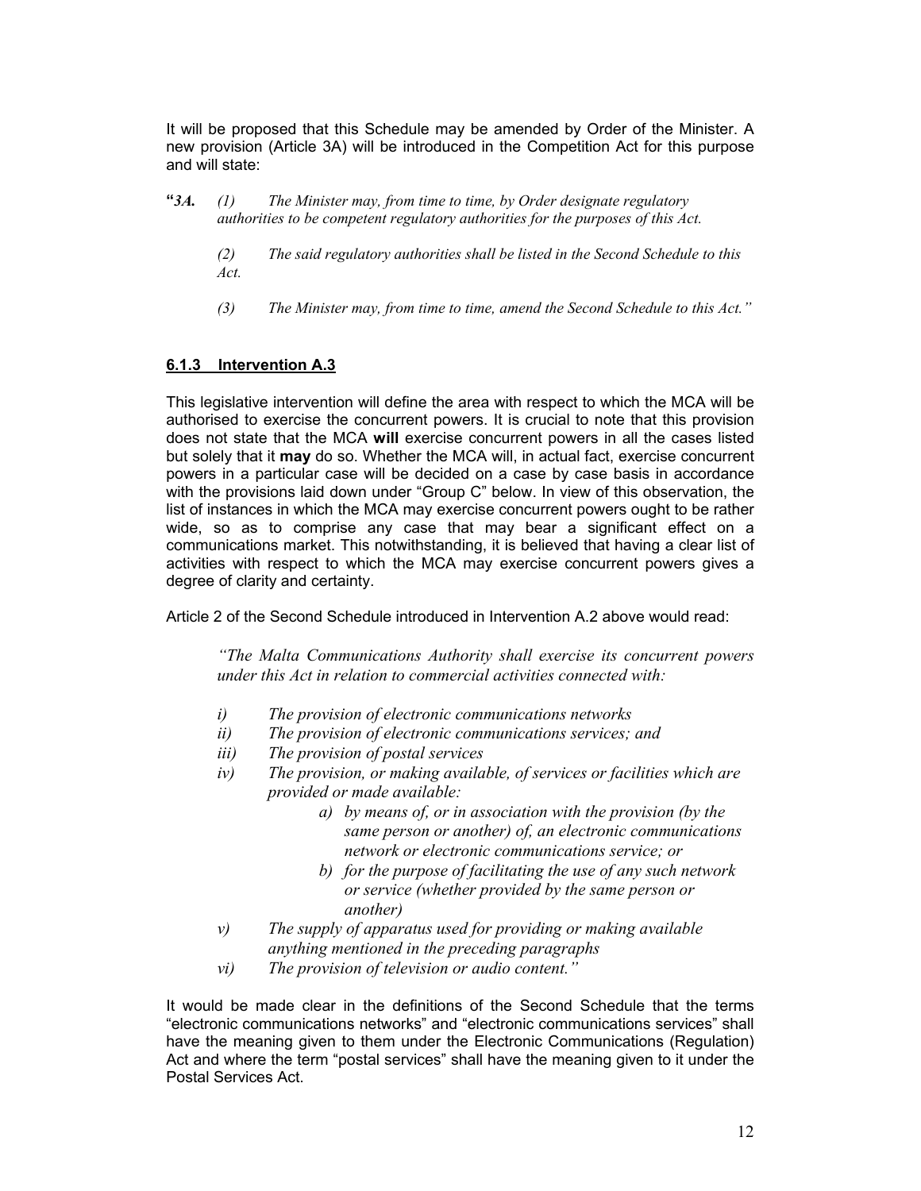It will be proposed that this Schedule may be amended by Order of the Minister. A new provision (Article 3A) will be introduced in the Competition Act for this purpose and will state:

> **"***3A.* *(1) The Minister may, from time to time, by Order designate regulatory authorities to be competent regulatory authorities for the purposes of this Act.*
>
> *(2) The said regulatory authorities shall be listed in the Second Schedule to this Act.*
>
> *(3) The Minister may, from time to time, amend the Second Schedule to this Act."*

### 6.1.3 Intervention A.3

This legislative intervention will define the area with respect to which the MCA will be authorised to exercise the concurrent powers. It is crucial to note that this provision does not state that the MCA **will** exercise concurrent powers in all the cases listed but solely that it **may** do so. Whether the MCA will, in actual fact, exercise concurrent powers in a particular case will be decided on a case by case basis in accordance with the provisions laid down under "Group C" below. In view of this observation, the list of instances in which the MCA may exercise concurrent powers ought to be rather wide, so as to comprise any case that may bear a significant effect on a communications market. This notwithstanding, it is believed that having a clear list of activities with respect to which the MCA may exercise concurrent powers gives a degree of clarity and certainty.

Article 2 of the Second Schedule introduced in Intervention A.2 above would read:

> *"The Malta Communications Authority shall exercise its concurrent powers under this Act in relation to commercial activities connected with:*
>
> *i) The provision of electronic communications networks*
> *ii) The provision of electronic communications services; and*
> *iii) The provision of postal services*
> *iv) The provision, or making available, of services or facilities which are provided or made available:*
> - *a) by means of, or in association with the provision (by the same person or another) of, an electronic communications network or electronic communications service; or*
> - *b) for the purpose of facilitating the use of any such network or service (whether provided by the same person or another)*
>
> *v) The supply of apparatus used for providing or making available anything mentioned in the preceding paragraphs*
> *vi) The provision of television or audio content."*

It would be made clear in the definitions of the Second Schedule that the terms "electronic communications networks" and "electronic communications services" shall have the meaning given to them under the Electronic Communications (Regulation) Act and where the term "postal services" shall have the meaning given to it under the Postal Services Act.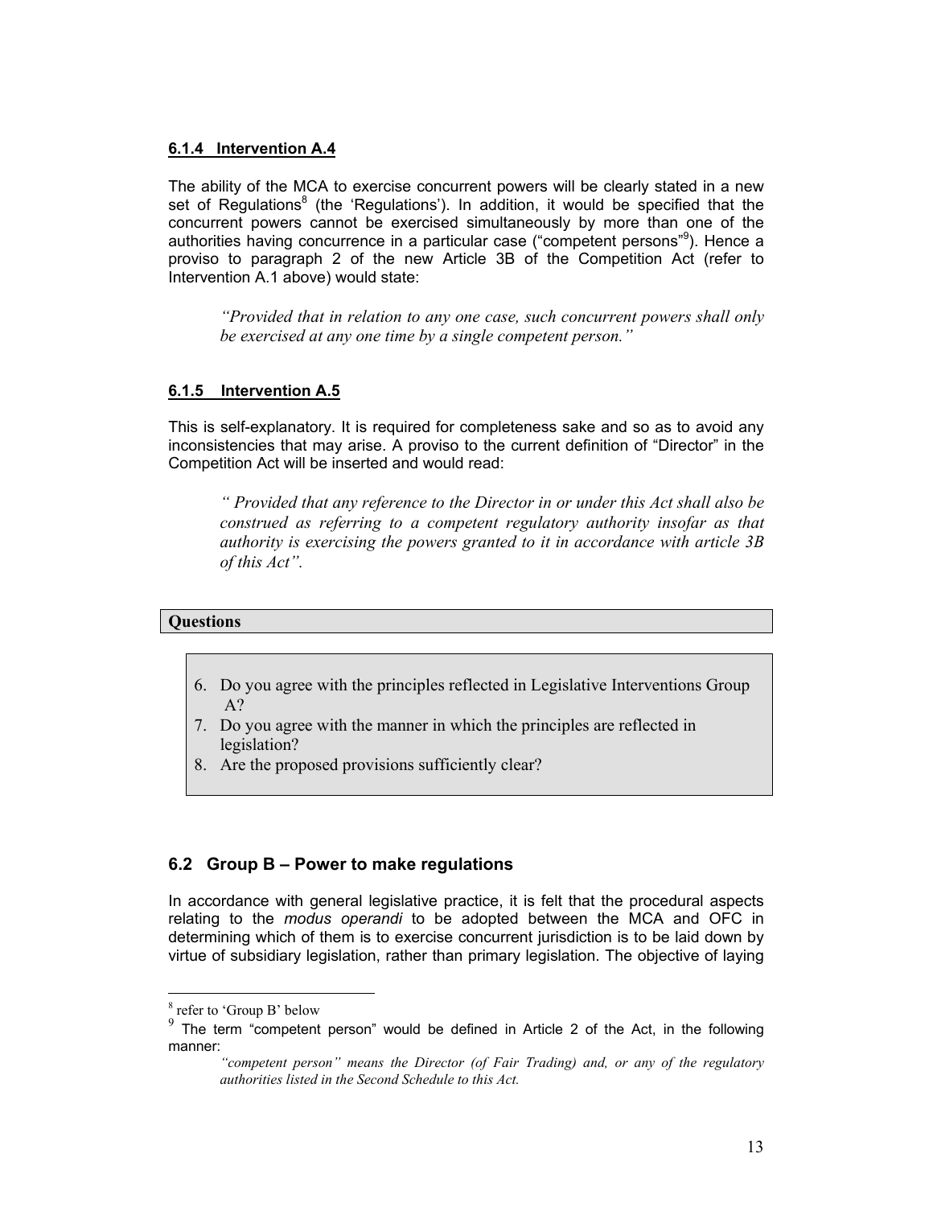#### 6.1.4 Intervention A.4

The ability of the MCA to exercise concurrent powers will be clearly stated in a new set of Regulations[8] (the 'Regulations'). In addition, it would be specified that the concurrent powers cannot be exercised simultaneously by more than one of the authorities having concurrence in a particular case ("competent persons"[9]). Hence a proviso to paragraph 2 of the new Article 3B of the Competition Act (refer to Intervention A.1 above) would state:

> *"Provided that in relation to any one case, such concurrent powers shall only be exercised at any one time by a single competent person."*

#### 6.1.5 Intervention A.5

This is self-explanatory. It is required for completeness sake and so as to avoid any inconsistencies that may arise. A proviso to the current definition of "Director" in the Competition Act will be inserted and would read:

> *" Provided that any reference to the Director in or under this Act shall also be construed as referring to a competent regulatory authority insofar as that authority is exercising the powers granted to it in accordance with article 3B of this Act".*

**Questions**

6. Do you agree with the principles reflected in Legislative Interventions Group A?
7. Do you agree with the manner in which the principles are reflected in legislation?
8. Are the proposed provisions sufficiently clear?

### 6.2 Group B – Power to make regulations

In accordance with general legislative practice, it is felt that the procedural aspects relating to the *modus operandi* to be adopted between the MCA and OFC in determining which of them is to exercise concurrent jurisdiction is to be laid down by virtue of subsidiary legislation, rather than primary legislation. The objective of laying

---

[8] refer to 'Group B' below

[9] The term "competent person" would be defined in Article 2 of the Act, in the following manner:

> *"competent person" means the Director (of Fair Trading) and, or any of the regulatory authorities listed in the Second Schedule to this Act.*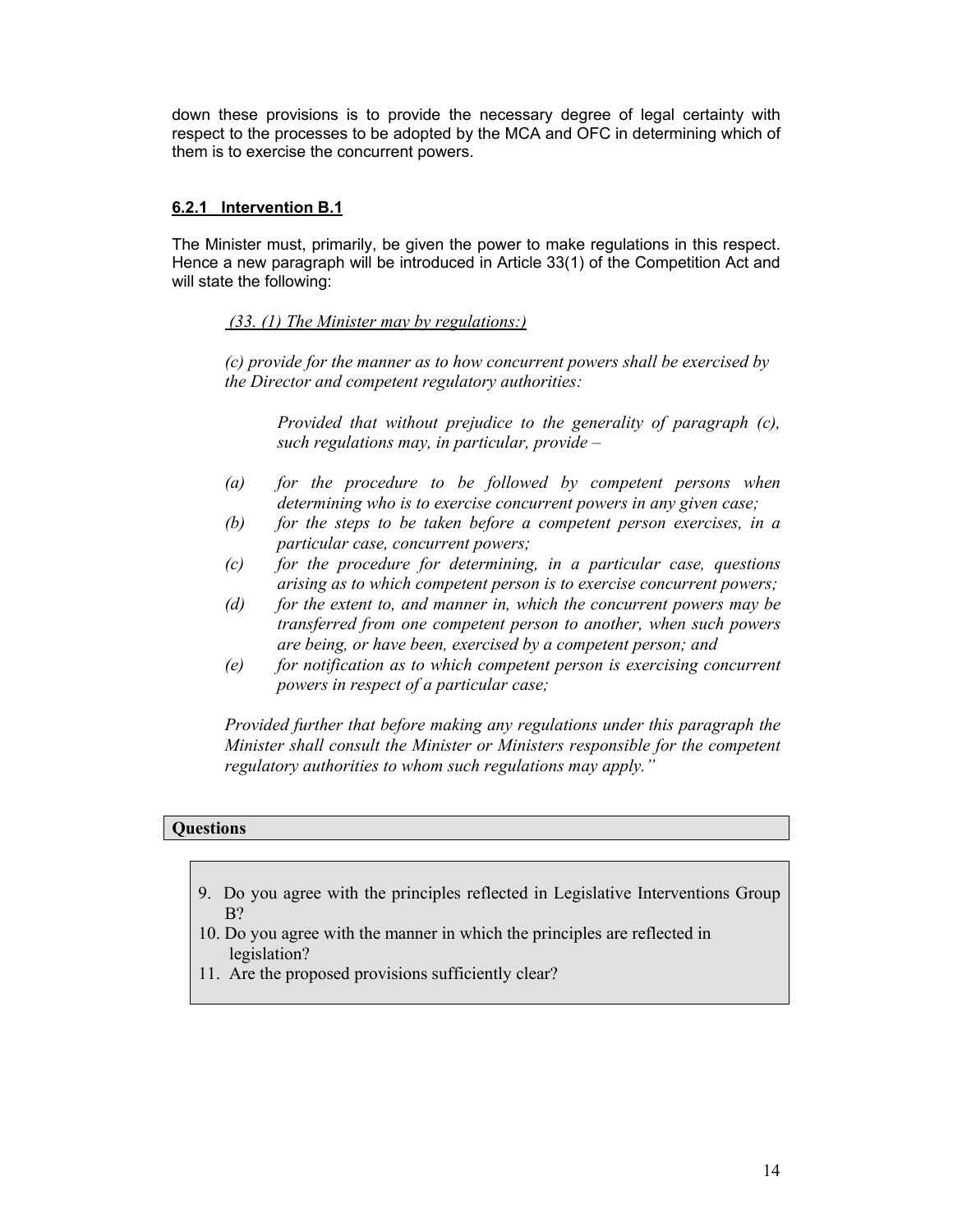down these provisions is to provide the necessary degree of legal certainty with respect to the processes to be adopted by the MCA and OFC in determining which of them is to exercise the concurrent powers.

### 6.2.1 Intervention B.1

The Minister must, primarily, be given the power to make regulations in this respect. Hence a new paragraph will be introduced in Article 33(1) of the Competition Act and will state the following:

> *(33. (1) The Minister may by regulations:)*
>
> *(c) provide for the manner as to how concurrent powers shall be exercised by the Director and competent regulatory authorities:*
>
> > *Provided that without prejudice to the generality of paragraph (c), such regulations may, in particular, provide –*
>
> *(a) for the procedure to be followed by competent persons when determining who is to exercise concurrent powers in any given case;*
>
> *(b) for the steps to be taken before a competent person exercises, in a particular case, concurrent powers;*
>
> *(c) for the procedure for determining, in a particular case, questions arising as to which competent person is to exercise concurrent powers;*
>
> *(d) for the extent to, and manner in, which the concurrent powers may be transferred from one competent person to another, when such powers are being, or have been, exercised by a competent person; and*
>
> *(e) for notification as to which competent person is exercising concurrent powers in respect of a particular case;*
>
> *Provided further that before making any regulations under this paragraph the Minister shall consult the Minister or Ministers responsible for the competent regulatory authorities to whom such regulations may apply."*

**Questions**

9. Do you agree with the principles reflected in Legislative Interventions Group B?
10. Do you agree with the manner in which the principles are reflected in legislation?
11. Are the proposed provisions sufficiently clear?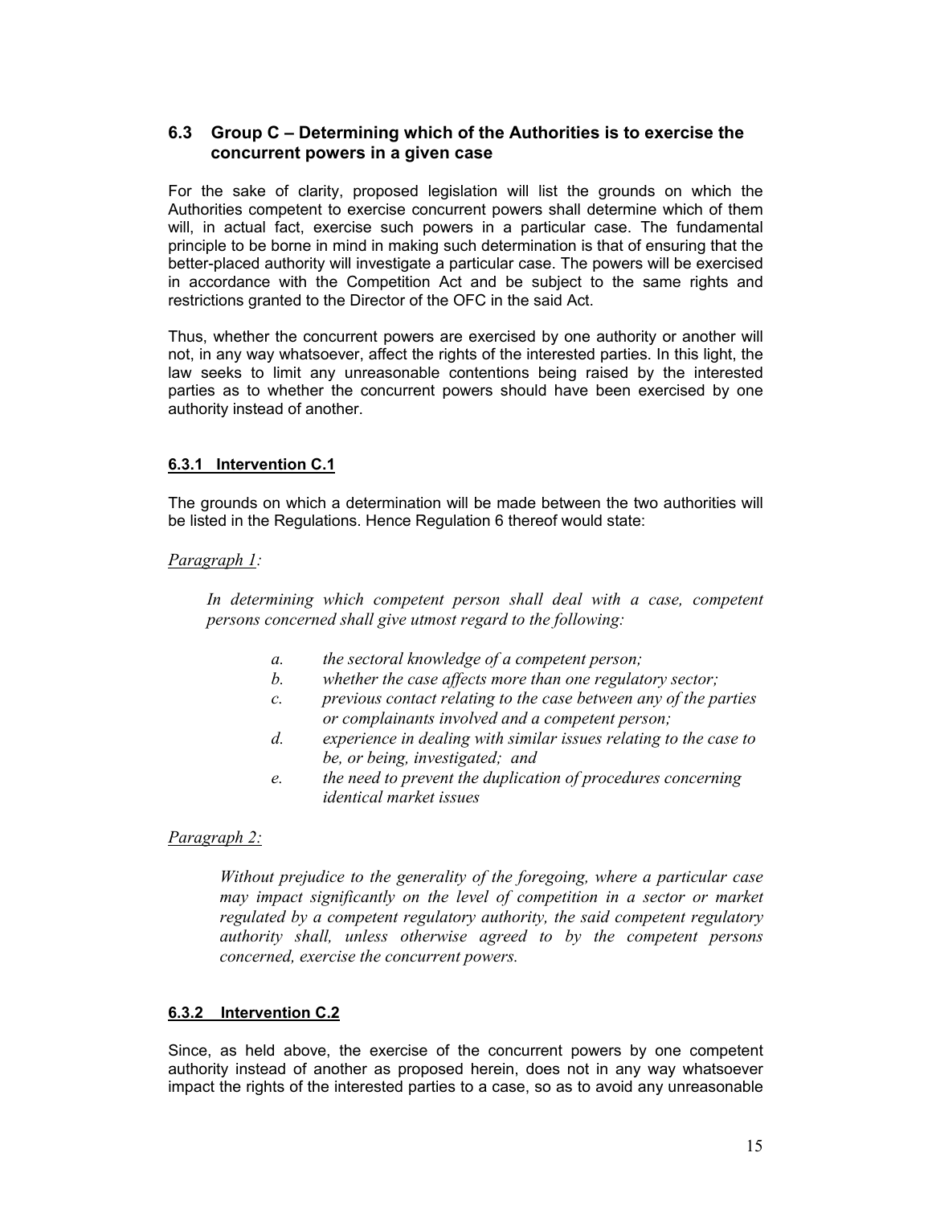### 6.3 Group C – Determining which of the Authorities is to exercise the concurrent powers in a given case

For the sake of clarity, proposed legislation will list the grounds on which the Authorities competent to exercise concurrent powers shall determine which of them will, in actual fact, exercise such powers in a particular case. The fundamental principle to be borne in mind in making such determination is that of ensuring that the better-placed authority will investigate a particular case. The powers will be exercised in accordance with the Competition Act and be subject to the same rights and restrictions granted to the Director of the OFC in the said Act.

Thus, whether the concurrent powers are exercised by one authority or another will not, in any way whatsoever, affect the rights of the interested parties. In this light, the law seeks to limit any unreasonable contentions being raised by the interested parties as to whether the concurrent powers should have been exercised by one authority instead of another.

#### <u>6.3.1 Intervention C.1</u>

The grounds on which a determination will be made between the two authorities will be listed in the Regulations. Hence Regulation 6 thereof would state:

<u>*Paragraph 1:*</u>

*In determining which competent person shall deal with a case, competent persons concerned shall give utmost regard to the following:*

*a. the sectoral knowledge of a competent person;*
*b. whether the case affects more than one regulatory sector;*
*c. previous contact relating to the case between any of the parties or complainants involved and a competent person;*
*d. experience in dealing with similar issues relating to the case to be, or being, investigated; and*
*e. the need to prevent the duplication of procedures concerning identical market issues*

<u>*Paragraph 2:*</u>

*Without prejudice to the generality of the foregoing, where a particular case may impact significantly on the level of competition in a sector or market regulated by a competent regulatory authority, the said competent regulatory authority shall, unless otherwise agreed to by the competent persons concerned, exercise the concurrent powers.*

#### <u>6.3.2 Intervention C.2</u>

Since, as held above, the exercise of the concurrent powers by one competent authority instead of another as proposed herein, does not in any way whatsoever impact the rights of the interested parties to a case, so as to avoid any unreasonable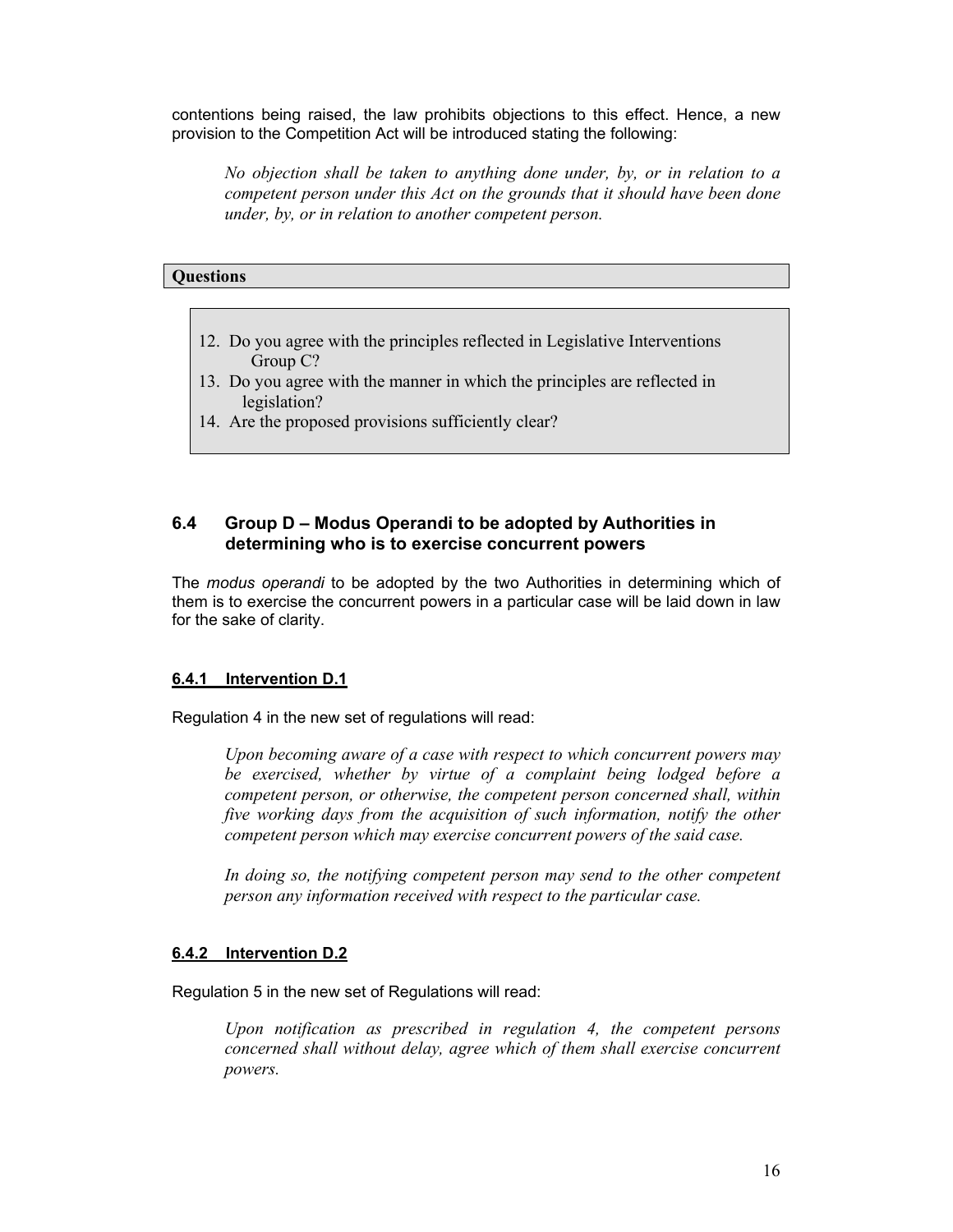contentions being raised, the law prohibits objections to this effect. Hence, a new provision to the Competition Act will be introduced stating the following:

> *No objection shall be taken to anything done under, by, or in relation to a competent person under this Act on the grounds that it should have been done under, by, or in relation to another competent person.*

**Questions**

12. Do you agree with the principles reflected in Legislative Interventions Group C?
13. Do you agree with the manner in which the principles are reflected in legislation?
14. Are the proposed provisions sufficiently clear?

## 6.4 Group D – Modus Operandi to be adopted by Authorities in determining who is to exercise concurrent powers

The *modus operandi* to be adopted by the two Authorities in determining which of them is to exercise the concurrent powers in a particular case will be laid down in law for the sake of clarity.

### 6.4.1 Intervention D.1

Regulation 4 in the new set of regulations will read:

> *Upon becoming aware of a case with respect to which concurrent powers may be exercised, whether by virtue of a complaint being lodged before a competent person, or otherwise, the competent person concerned shall, within five working days from the acquisition of such information, notify the other competent person which may exercise concurrent powers of the said case.*
>
> *In doing so, the notifying competent person may send to the other competent person any information received with respect to the particular case.*

### 6.4.2 Intervention D.2

Regulation 5 in the new set of Regulations will read:

> *Upon notification as prescribed in regulation 4, the competent persons concerned shall without delay, agree which of them shall exercise concurrent powers.*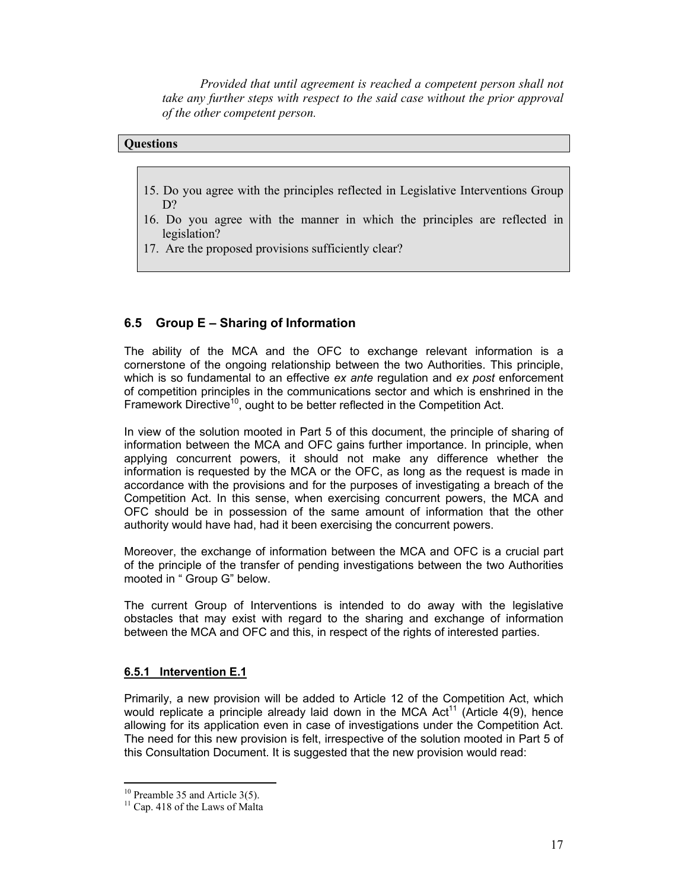*Provided that until agreement is reached a competent person shall not take any further steps with respect to the said case without the prior approval of the other competent person.*

**Questions**

15. Do you agree with the principles reflected in Legislative Interventions Group D?
16. Do you agree with the manner in which the principles are reflected in legislation?
17. Are the proposed provisions sufficiently clear?

### 6.5 Group E – Sharing of Information

The ability of the MCA and the OFC to exchange relevant information is a cornerstone of the ongoing relationship between the two Authorities. This principle, which is so fundamental to an effective *ex ante* regulation and *ex post* enforcement of competition principles in the communications sector and which is enshrined in the Framework Directive[10], ought to be better reflected in the Competition Act.

In view of the solution mooted in Part 5 of this document, the principle of sharing of information between the MCA and OFC gains further importance. In principle, when applying concurrent powers, it should not make any difference whether the information is requested by the MCA or the OFC, as long as the request is made in accordance with the provisions and for the purposes of investigating a breach of the Competition Act. In this sense, when exercising concurrent powers, the MCA and OFC should be in possession of the same amount of information that the other authority would have had, had it been exercising the concurrent powers.

Moreover, the exchange of information between the MCA and OFC is a crucial part of the principle of the transfer of pending investigations between the two Authorities mooted in " Group G" below.

The current Group of Interventions is intended to do away with the legislative obstacles that may exist with regard to the sharing and exchange of information between the MCA and OFC and this, in respect of the rights of interested parties.

#### 6.5.1 Intervention E.1

Primarily, a new provision will be added to Article 12 of the Competition Act, which would replicate a principle already laid down in the MCA Act[11] (Article 4(9), hence allowing for its application even in case of investigations under the Competition Act. The need for this new provision is felt, irrespective of the solution mooted in Part 5 of this Consultation Document. It is suggested that the new provision would read:

---

[10] Preamble 35 and Article 3(5).

[11] Cap. 418 of the Laws of Malta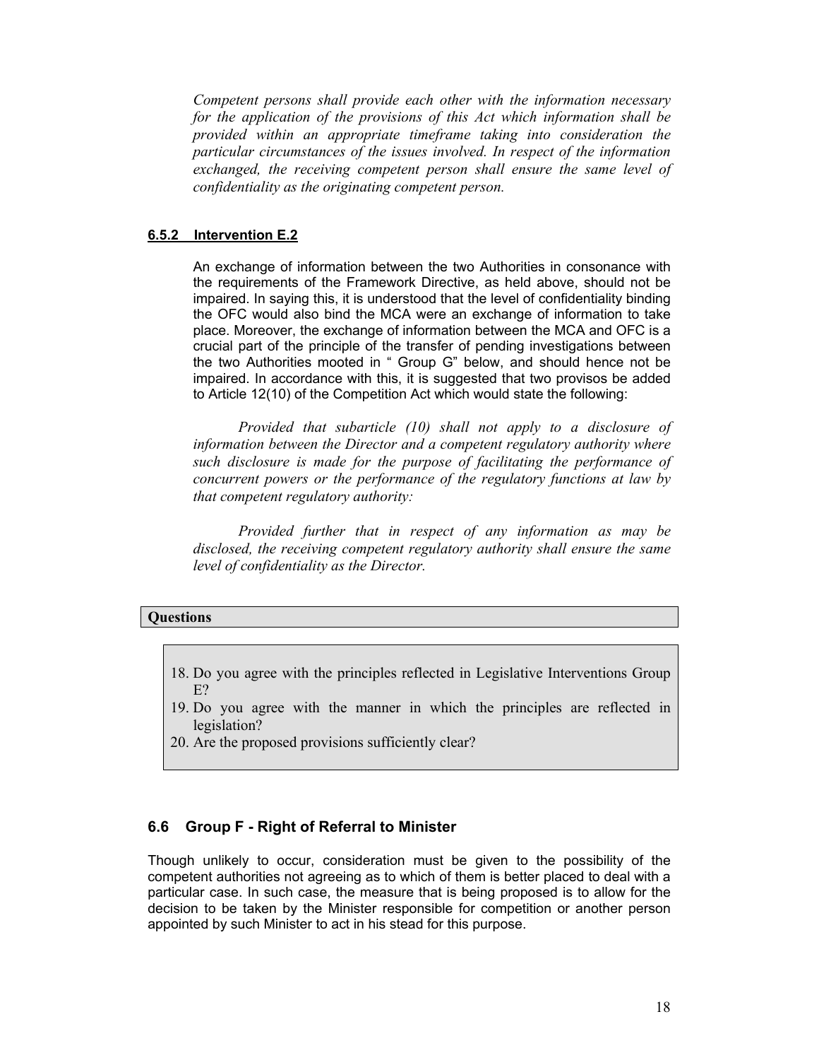*Competent persons shall provide each other with the information necessary for the application of the provisions of this Act which information shall be provided within an appropriate timeframe taking into consideration the particular circumstances of the issues involved. In respect of the information exchanged, the receiving competent person shall ensure the same level of confidentiality as the originating competent person.*

#### 6.5.2 Intervention E.2

An exchange of information between the two Authorities in consonance with the requirements of the Framework Directive, as held above, should not be impaired. In saying this, it is understood that the level of confidentiality binding the OFC would also bind the MCA were an exchange of information to take place. Moreover, the exchange of information between the MCA and OFC is a crucial part of the principle of the transfer of pending investigations between the two Authorities mooted in " Group G" below, and should hence not be impaired. In accordance with this, it is suggested that two provisos be added to Article 12(10) of the Competition Act which would state the following:

*Provided that subarticle (10) shall not apply to a disclosure of information between the Director and a competent regulatory authority where such disclosure is made for the purpose of facilitating the performance of concurrent powers or the performance of the regulatory functions at law by that competent regulatory authority:*

*Provided further that in respect of any information as may be disclosed, the receiving competent regulatory authority shall ensure the same level of confidentiality as the Director.*

**Questions**

18. Do you agree with the principles reflected in Legislative Interventions Group E?
19. Do you agree with the manner in which the principles are reflected in legislation?
20. Are the proposed provisions sufficiently clear?

### 6.6 Group F - Right of Referral to Minister

Though unlikely to occur, consideration must be given to the possibility of the competent authorities not agreeing as to which of them is better placed to deal with a particular case. In such case, the measure that is being proposed is to allow for the decision to be taken by the Minister responsible for competition or another person appointed by such Minister to act in his stead for this purpose.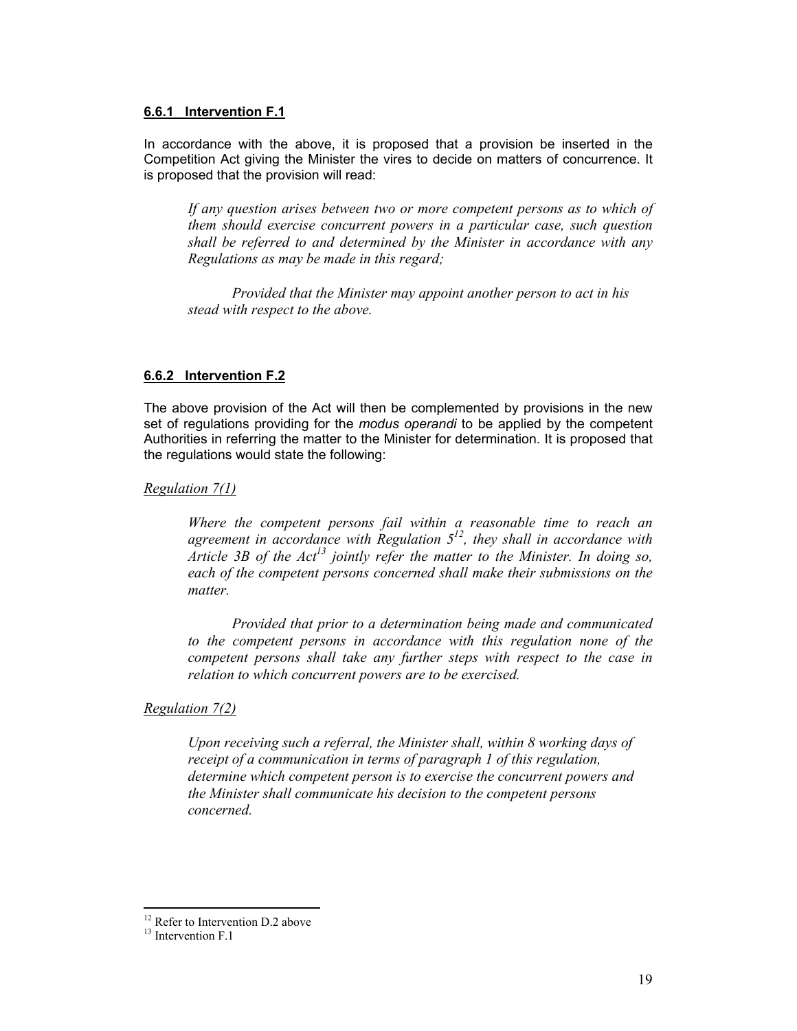#### **6.6.1 Intervention F.1**

In accordance with the above, it is proposed that a provision be inserted in the Competition Act giving the Minister the vires to decide on matters of concurrence. It is proposed that the provision will read:

> *If any question arises between two or more competent persons as to which of them should exercise concurrent powers in a particular case, such question shall be referred to and determined by the Minister in accordance with any Regulations as may be made in this regard;*
>
> *Provided that the Minister may appoint another person to act in his stead with respect to the above.*

#### **6.6.2 Intervention F.2**

The above provision of the Act will then be complemented by provisions in the new set of regulations providing for the *modus operandi* to be applied by the competent Authorities in referring the matter to the Minister for determination. It is proposed that the regulations would state the following:

*Regulation 7(1)*

> *Where the competent persons fail within a reasonable time to reach an agreement in accordance with Regulation 5*[12]*, they shall in accordance with Article 3B of the Act*[13] *jointly refer the matter to the Minister. In doing so, each of the competent persons concerned shall make their submissions on the matter.*
>
> *Provided that prior to a determination being made and communicated to the competent persons in accordance with this regulation none of the competent persons shall take any further steps with respect to the case in relation to which concurrent powers are to be exercised.*

*Regulation 7(2)*

> *Upon receiving such a referral, the Minister shall, within 8 working days of receipt of a communication in terms of paragraph 1 of this regulation, determine which competent person is to exercise the concurrent powers and the Minister shall communicate his decision to the competent persons concerned.*

---

[12] Refer to Intervention D.2 above

[13] Intervention F.1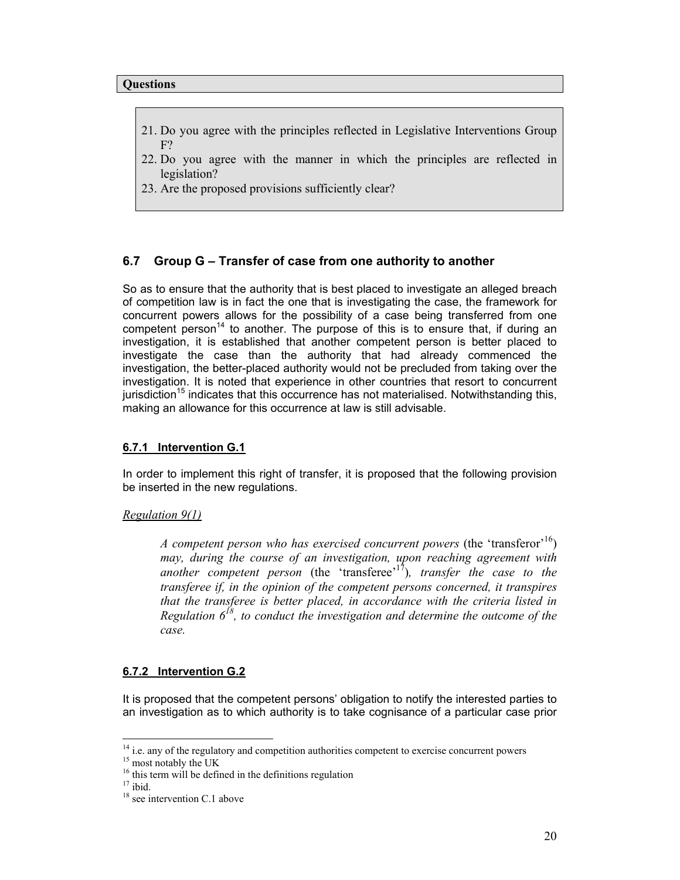**Questions**

21. Do you agree with the principles reflected in Legislative Interventions Group F?
22. Do you agree with the manner in which the principles are reflected in legislation?
23. Are the proposed provisions sufficiently clear?

### 6.7 Group G – Transfer of case from one authority to another

So as to ensure that the authority that is best placed to investigate an alleged breach of competition law is in fact the one that is investigating the case, the framework for concurrent powers allows for the possibility of a case being transferred from one competent person[14] to another. The purpose of this is to ensure that, if during an investigation, it is established that another competent person is better placed to investigate the case than the authority that had already commenced the investigation, the better-placed authority would not be precluded from taking over the investigation. It is noted that experience in other countries that resort to concurrent jurisdiction[15] indicates that this occurrence has not materialised. Notwithstanding this, making an allowance for this occurrence at law is still advisable.

#### 6.7.1 Intervention G.1

In order to implement this right of transfer, it is proposed that the following provision be inserted in the new regulations.

*Regulation 9(1)*

> *A competent person who has exercised concurrent powers* (the 'transferor'[16]) *may, during the course of an investigation, upon reaching agreement with another competent person* (the 'transferee'[17]), *transfer the case to the transferee if, in the opinion of the competent persons concerned, it transpires that the transferee is better placed, in accordance with the criteria listed in Regulation 6*[18]*, to conduct the investigation and determine the outcome of the case.*

#### 6.7.2 Intervention G.2

It is proposed that the competent persons' obligation to notify the interested parties to an investigation as to which authority is to take cognisance of a particular case prior

---

[14] i.e. any of the regulatory and competition authorities competent to exercise concurrent powers

[15] most notably the UK

[16] this term will be defined in the definitions regulation

[17] ibid.

[18] see intervention C.1 above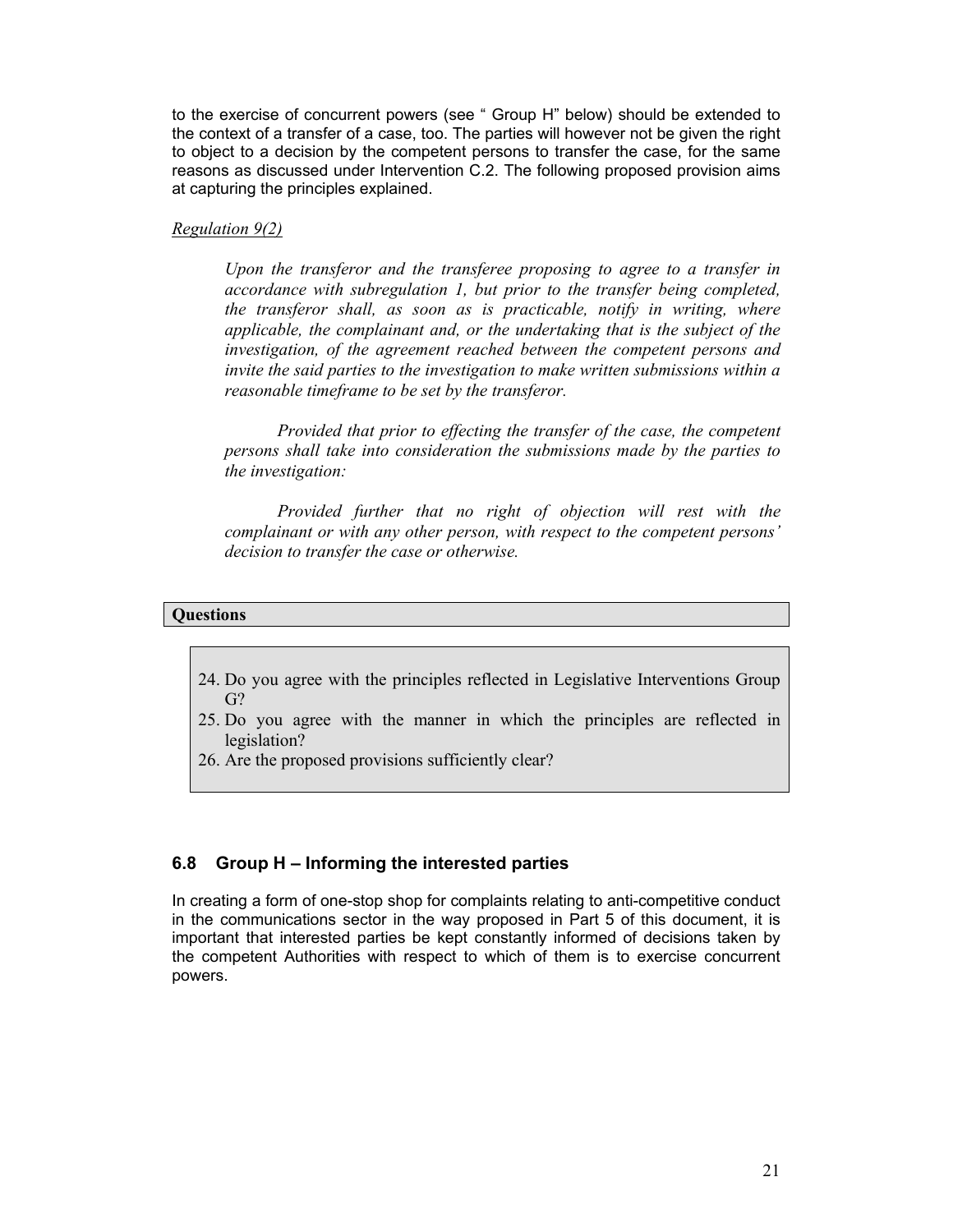to the exercise of concurrent powers (see " Group H" below) should be extended to the context of a transfer of a case, too. The parties will however not be given the right to object to a decision by the competent persons to transfer the case, for the same reasons as discussed under Intervention C.2. The following proposed provision aims at capturing the principles explained.

*Regulation 9(2)*

> *Upon the transferor and the transferee proposing to agree to a transfer in accordance with subregulation 1, but prior to the transfer being completed, the transferor shall, as soon as is practicable, notify in writing, where applicable, the complainant and, or the undertaking that is the subject of the investigation, of the agreement reached between the competent persons and invite the said parties to the investigation to make written submissions within a reasonable timeframe to be set by the transferor.*
>
> *Provided that prior to effecting the transfer of the case, the competent persons shall take into consideration the submissions made by the parties to the investigation:*
>
> *Provided further that no right of objection will rest with the complainant or with any other person, with respect to the competent persons' decision to transfer the case or otherwise.*

**Questions**

24. Do you agree with the principles reflected in Legislative Interventions Group G?
25. Do you agree with the manner in which the principles are reflected in legislation?
26. Are the proposed provisions sufficiently clear?

### 6.8 Group H – Informing the interested parties

In creating a form of one-stop shop for complaints relating to anti-competitive conduct in the communications sector in the way proposed in Part 5 of this document, it is important that interested parties be kept constantly informed of decisions taken by the competent Authorities with respect to which of them is to exercise concurrent powers.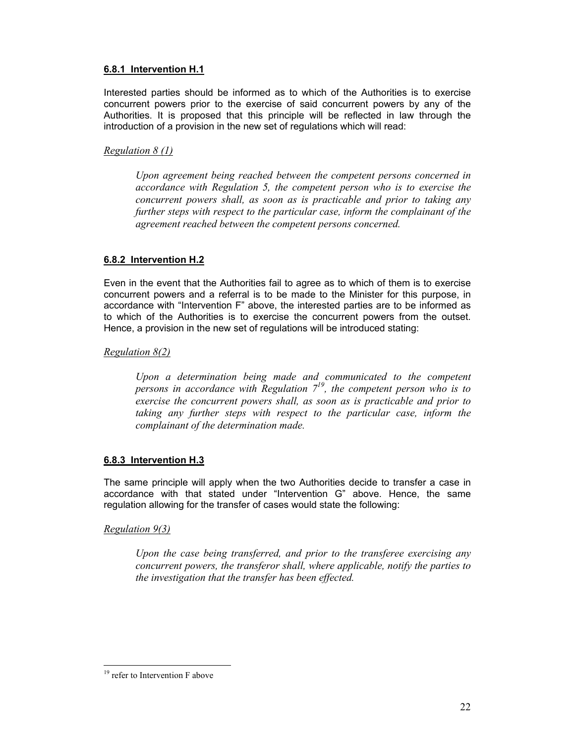#### 6.8.1 Intervention H.1

Interested parties should be informed as to which of the Authorities is to exercise concurrent powers prior to the exercise of said concurrent powers by any of the Authorities. It is proposed that this principle will be reflected in law through the introduction of a provision in the new set of regulations which will read:

*Regulation 8 (1)*

> *Upon agreement being reached between the competent persons concerned in accordance with Regulation 5, the competent person who is to exercise the concurrent powers shall, as soon as is practicable and prior to taking any further steps with respect to the particular case, inform the complainant of the agreement reached between the competent persons concerned.*

#### 6.8.2 Intervention H.2

Even in the event that the Authorities fail to agree as to which of them is to exercise concurrent powers and a referral is to be made to the Minister for this purpose, in accordance with "Intervention F" above, the interested parties are to be informed as to which of the Authorities is to exercise the concurrent powers from the outset. Hence, a provision in the new set of regulations will be introduced stating:

*Regulation 8(2)*

> *Upon a determination being made and communicated to the competent persons in accordance with Regulation 7[19], the competent person who is to exercise the concurrent powers shall, as soon as is practicable and prior to taking any further steps with respect to the particular case, inform the complainant of the determination made.*

#### 6.8.3 Intervention H.3

The same principle will apply when the two Authorities decide to transfer a case in accordance with that stated under "Intervention G" above. Hence, the same regulation allowing for the transfer of cases would state the following:

*Regulation 9(3)*

> *Upon the case being transferred, and prior to the transferee exercising any concurrent powers, the transferor shall, where applicable, notify the parties to the investigation that the transfer has been effected.*

---

[19] refer to Intervention F above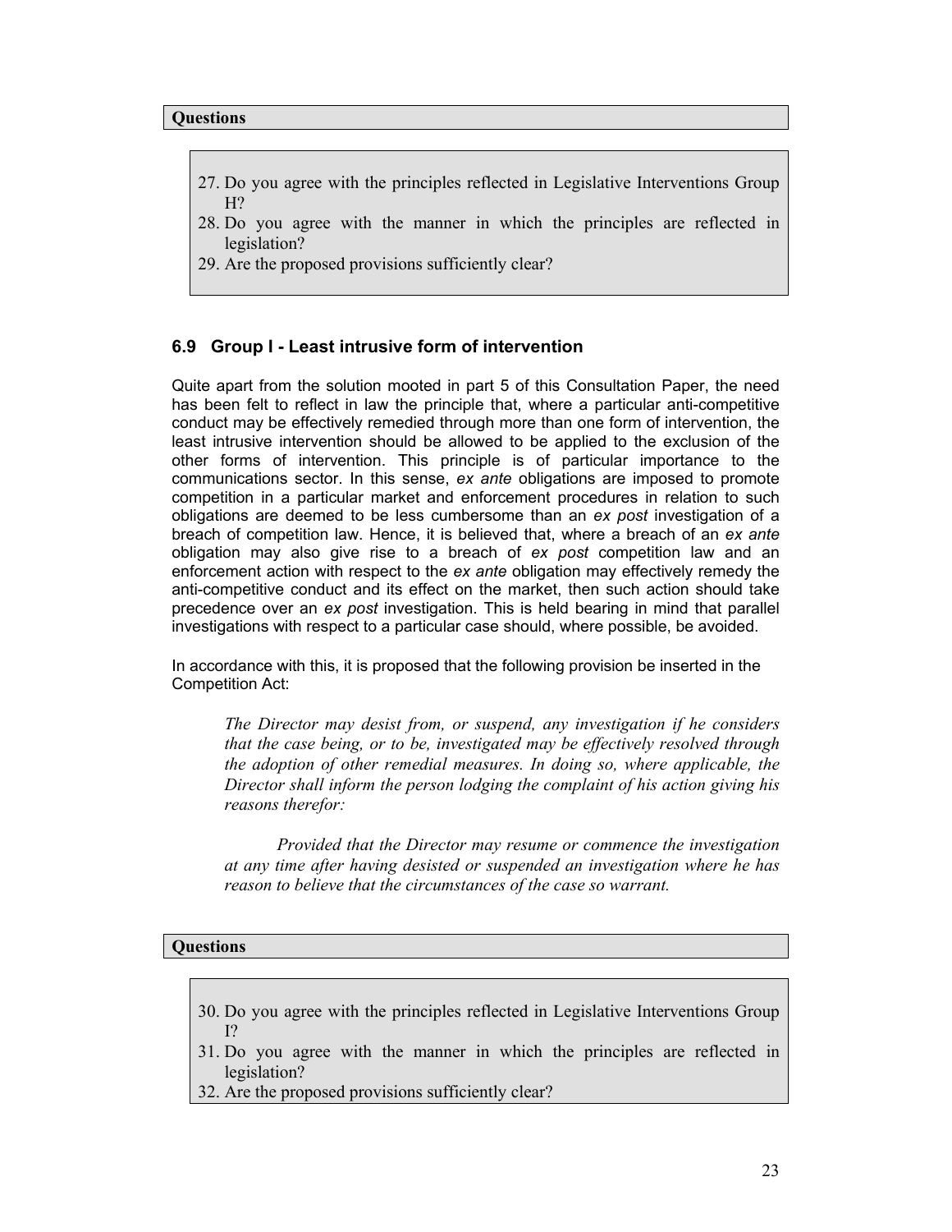**Questions**

27. Do you agree with the principles reflected in Legislative Interventions Group H?
28. Do you agree with the manner in which the principles are reflected in legislation?
29. Are the proposed provisions sufficiently clear?

### 6.9 Group I - Least intrusive form of intervention

Quite apart from the solution mooted in part 5 of this Consultation Paper, the need has been felt to reflect in law the principle that, where a particular anti-competitive conduct may be effectively remedied through more than one form of intervention, the least intrusive intervention should be allowed to be applied to the exclusion of the other forms of intervention. This principle is of particular importance to the communications sector. In this sense, *ex ante* obligations are imposed to promote competition in a particular market and enforcement procedures in relation to such obligations are deemed to be less cumbersome than an *ex post* investigation of a breach of competition law. Hence, it is believed that, where a breach of an *ex ante* obligation may also give rise to a breach of *ex post* competition law and an enforcement action with respect to the *ex ante* obligation may effectively remedy the anti-competitive conduct and its effect on the market, then such action should take precedence over an *ex post* investigation. This is held bearing in mind that parallel investigations with respect to a particular case should, where possible, be avoided.

In accordance with this, it is proposed that the following provision be inserted in the Competition Act:

> *The Director may desist from, or suspend, any investigation if he considers that the case being, or to be, investigated may be effectively resolved through the adoption of other remedial measures. In doing so, where applicable, the Director shall inform the person lodging the complaint of his action giving his reasons therefor:*
>
> *Provided that the Director may resume or commence the investigation at any time after having desisted or suspended an investigation where he has reason to believe that the circumstances of the case so warrant.*

**Questions**

30. Do you agree with the principles reflected in Legislative Interventions Group I?
31. Do you agree with the manner in which the principles are reflected in legislation?
32. Are the proposed provisions sufficiently clear?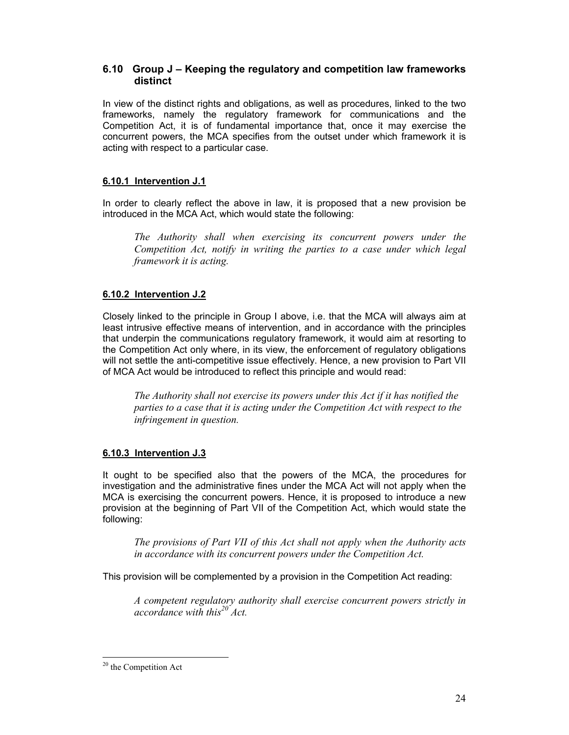## 6.10 Group J – Keeping the regulatory and competition law frameworks distinct

In view of the distinct rights and obligations, as well as procedures, linked to the two frameworks, namely the regulatory framework for communications and the Competition Act, it is of fundamental importance that, once it may exercise the concurrent powers, the MCA specifies from the outset under which framework it is acting with respect to a particular case.

### 6.10.1 Intervention J.1

In order to clearly reflect the above in law, it is proposed that a new provision be introduced in the MCA Act, which would state the following:

> *The Authority shall when exercising its concurrent powers under the Competition Act, notify in writing the parties to a case under which legal framework it is acting.*

### 6.10.2 Intervention J.2

Closely linked to the principle in Group I above, i.e. that the MCA will always aim at least intrusive effective means of intervention, and in accordance with the principles that underpin the communications regulatory framework, it would aim at resorting to the Competition Act only where, in its view, the enforcement of regulatory obligations will not settle the anti-competitive issue effectively. Hence, a new provision to Part VII of MCA Act would be introduced to reflect this principle and would read:

> *The Authority shall not exercise its powers under this Act if it has notified the parties to a case that it is acting under the Competition Act with respect to the infringement in question.*

### 6.10.3 Intervention J.3

It ought to be specified also that the powers of the MCA, the procedures for investigation and the administrative fines under the MCA Act will not apply when the MCA is exercising the concurrent powers. Hence, it is proposed to introduce a new provision at the beginning of Part VII of the Competition Act, which would state the following:

> *The provisions of Part VII of this Act shall not apply when the Authority acts in accordance with its concurrent powers under the Competition Act.*

This provision will be complemented by a provision in the Competition Act reading:

> *A competent regulatory authority shall exercise concurrent powers strictly in accordance with this[20] Act.*

[20] the Competition Act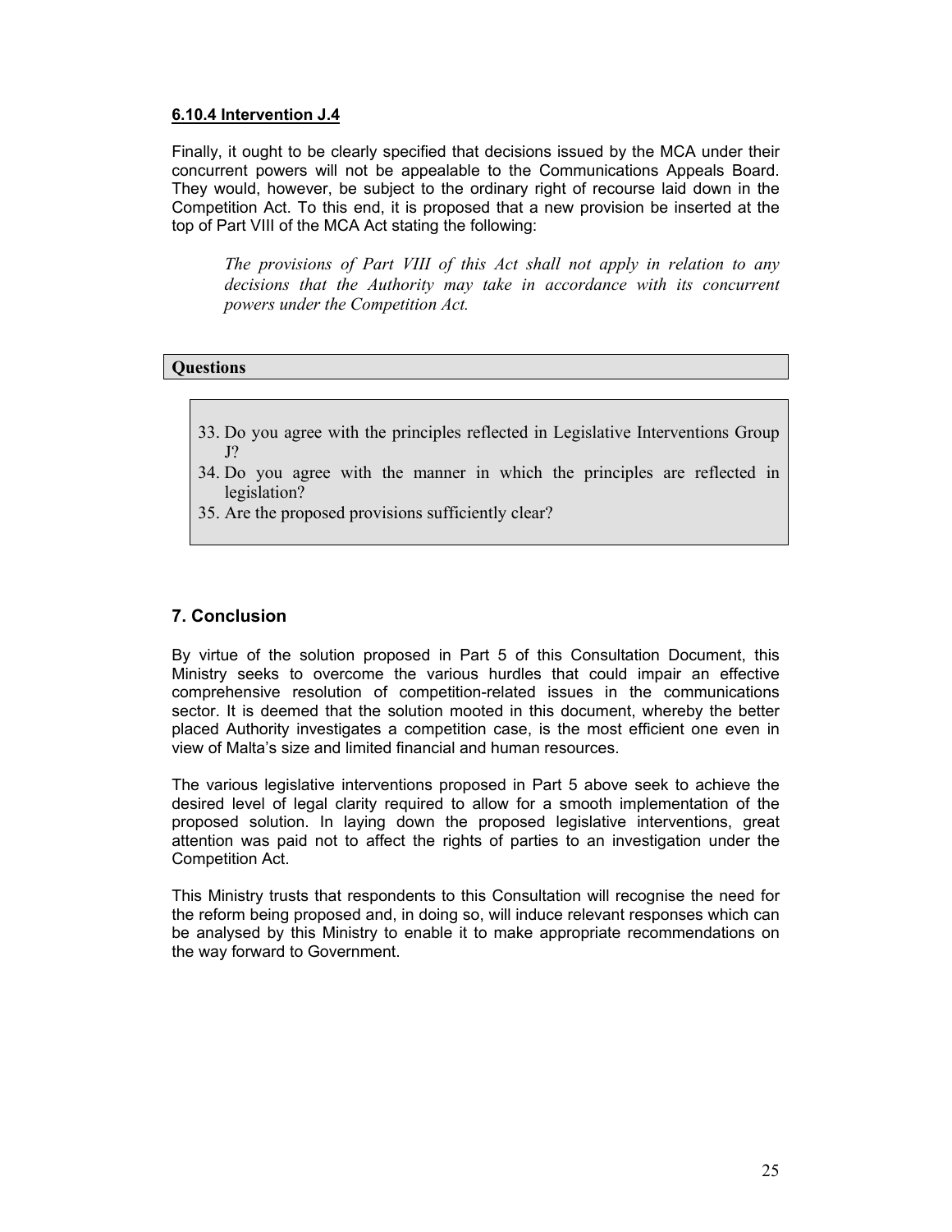#### 6.10.4 Intervention J.4

Finally, it ought to be clearly specified that decisions issued by the MCA under their concurrent powers will not be appealable to the Communications Appeals Board. They would, however, be subject to the ordinary right of recourse laid down in the Competition Act. To this end, it is proposed that a new provision be inserted at the top of Part VIII of the MCA Act stating the following:

> *The provisions of Part VIII of this Act shall not apply in relation to any decisions that the Authority may take in accordance with its concurrent powers under the Competition Act.*

**Questions**

33. Do you agree with the principles reflected in Legislative Interventions Group J?
34. Do you agree with the manner in which the principles are reflected in legislation?
35. Are the proposed provisions sufficiently clear?

## 7. Conclusion

By virtue of the solution proposed in Part 5 of this Consultation Document, this Ministry seeks to overcome the various hurdles that could impair an effective comprehensive resolution of competition-related issues in the communications sector. It is deemed that the solution mooted in this document, whereby the better placed Authority investigates a competition case, is the most efficient one even in view of Malta's size and limited financial and human resources.

The various legislative interventions proposed in Part 5 above seek to achieve the desired level of legal clarity required to allow for a smooth implementation of the proposed solution. In laying down the proposed legislative interventions, great attention was paid not to affect the rights of parties to an investigation under the Competition Act.

This Ministry trusts that respondents to this Consultation will recognise the need for the reform being proposed and, in doing so, will induce relevant responses which can be analysed by this Ministry to enable it to make appropriate recommendations on the way forward to Government.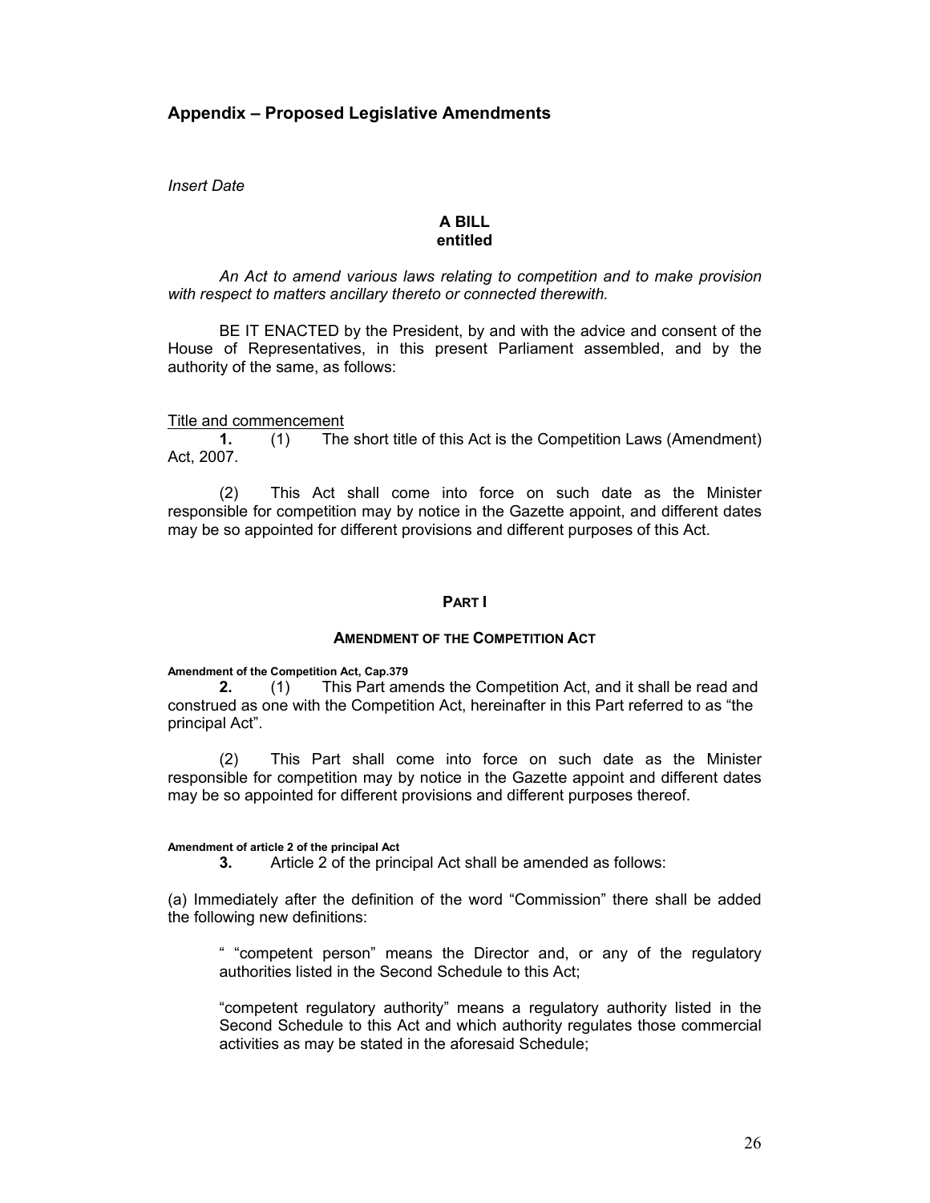## Appendix – Proposed Legislative Amendments

*Insert Date*

**A BILL**
**entitled**

*An Act to amend various laws relating to competition and to make provision with respect to matters ancillary thereto or connected therewith.*

BE IT ENACTED by the President, by and with the advice and consent of the House of Representatives, in this present Parliament assembled, and by the authority of the same, as follows:

Title and commencement

**1.** (1) The short title of this Act is the Competition Laws (Amendment) Act, 2007.

(2) This Act shall come into force on such date as the Minister responsible for competition may by notice in the Gazette appoint, and different dates may be so appointed for different provisions and different purposes of this Act.

**PART I**

**AMENDMENT OF THE COMPETITION ACT**

**Amendment of the Competition Act, Cap.379**

**2.** (1) This Part amends the Competition Act, and it shall be read and construed as one with the Competition Act, hereinafter in this Part referred to as "the principal Act".

(2) This Part shall come into force on such date as the Minister responsible for competition may by notice in the Gazette appoint and different dates may be so appointed for different provisions and different purposes thereof.

**Amendment of article 2 of the principal Act**

**3.** Article 2 of the principal Act shall be amended as follows:

(a) Immediately after the definition of the word "Commission" there shall be added the following new definitions:

> " "competent person" means the Director and, or any of the regulatory authorities listed in the Second Schedule to this Act;
>
> "competent regulatory authority" means a regulatory authority listed in the Second Schedule to this Act and which authority regulates those commercial activities as may be stated in the aforesaid Schedule;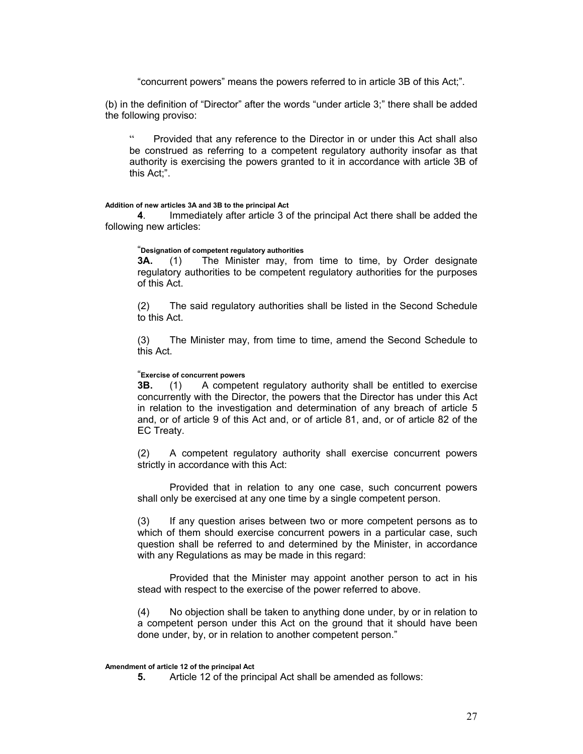"concurrent powers" means the powers referred to in article 3B of this Act;".

(b) in the definition of "Director" after the words "under article 3;" there shall be added the following proviso:

> " Provided that any reference to the Director in or under this Act shall also be construed as referring to a competent regulatory authority insofar as that authority is exercising the powers granted to it in accordance with article 3B of this Act;".

**Addition of new articles 3A and 3B to the principal Act**

**4**. Immediately after article 3 of the principal Act there shall be added the following new articles:

> "**Designation of competent regulatory authorities**
>
> **3A.** (1) The Minister may, from time to time, by Order designate regulatory authorities to be competent regulatory authorities for the purposes of this Act.
>
> (2) The said regulatory authorities shall be listed in the Second Schedule to this Act.
>
> (3) The Minister may, from time to time, amend the Second Schedule to this Act.
>
> "**Exercise of concurrent powers**
>
> **3B.** (1) A competent regulatory authority shall be entitled to exercise concurrently with the Director, the powers that the Director has under this Act in relation to the investigation and determination of any breach of article 5 and, or of article 9 of this Act and, or of article 81, and, or of article 82 of the EC Treaty.
>
> (2) A competent regulatory authority shall exercise concurrent powers strictly in accordance with this Act:
>
> Provided that in relation to any one case, such concurrent powers shall only be exercised at any one time by a single competent person.
>
> (3) If any question arises between two or more competent persons as to which of them should exercise concurrent powers in a particular case, such question shall be referred to and determined by the Minister, in accordance with any Regulations as may be made in this regard:
>
> Provided that the Minister may appoint another person to act in his stead with respect to the exercise of the power referred to above.
>
> (4) No objection shall be taken to anything done under, by or in relation to a competent person under this Act on the ground that it should have been done under, by, or in relation to another competent person."

**Amendment of article 12 of the principal Act**

**5.** Article 12 of the principal Act shall be amended as follows: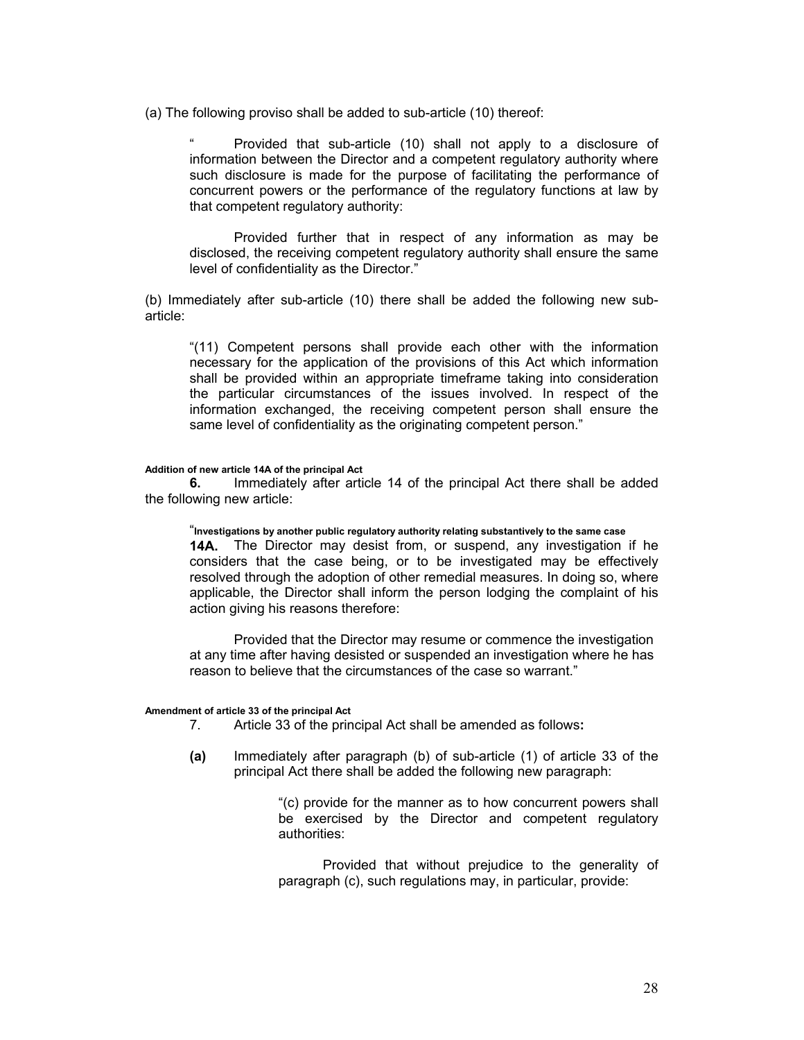(a) The following proviso shall be added to sub-article (10) thereof:

> " Provided that sub-article (10) shall not apply to a disclosure of information between the Director and a competent regulatory authority where such disclosure is made for the purpose of facilitating the performance of concurrent powers or the performance of the regulatory functions at law by that competent regulatory authority:
>
> Provided further that in respect of any information as may be disclosed, the receiving competent regulatory authority shall ensure the same level of confidentiality as the Director."

(b) Immediately after sub-article (10) there shall be added the following new sub-article:

> "(11) Competent persons shall provide each other with the information necessary for the application of the provisions of this Act which information shall be provided within an appropriate timeframe taking into consideration the particular circumstances of the issues involved. In respect of the information exchanged, the receiving competent person shall ensure the same level of confidentiality as the originating competent person."

**Addition of new article 14A of the principal Act**

**6.** Immediately after article 14 of the principal Act there shall be added the following new article:

> "**Investigations by another public regulatory authority relating substantively to the same case**
>
> **14A.** The Director may desist from, or suspend, any investigation if he considers that the case being, or to be investigated may be effectively resolved through the adoption of other remedial measures. In doing so, where applicable, the Director shall inform the person lodging the complaint of his action giving his reasons therefore:
>
> Provided that the Director may resume or commence the investigation at any time after having desisted or suspended an investigation where he has reason to believe that the circumstances of the case so warrant."

**Amendment of article 33 of the principal Act**

7. Article 33 of the principal Act shall be amended as follows**:**

**(a)** Immediately after paragraph (b) of sub-article (1) of article 33 of the principal Act there shall be added the following new paragraph:

> "(c) provide for the manner as to how concurrent powers shall be exercised by the Director and competent regulatory authorities:
>
> Provided that without prejudice to the generality of paragraph (c), such regulations may, in particular, provide: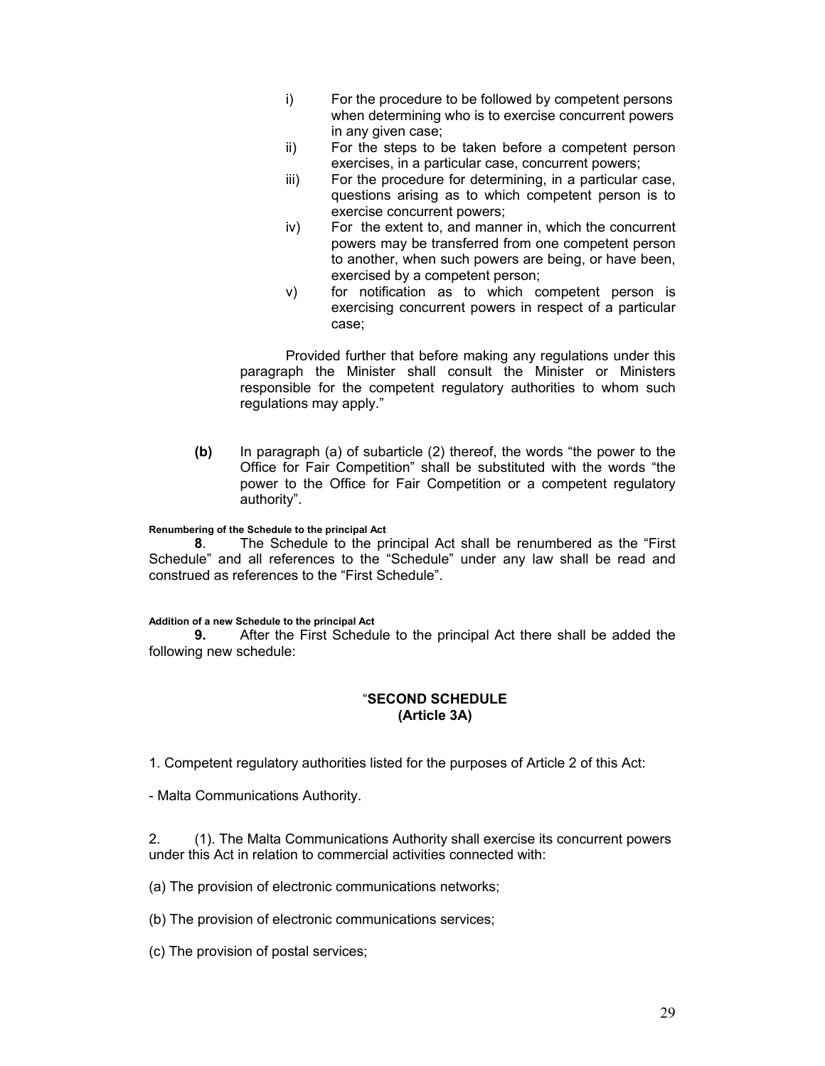i) For the procedure to be followed by competent persons when determining who is to exercise concurrent powers in any given case;

ii) For the steps to be taken before a competent person exercises, in a particular case, concurrent powers;

iii) For the procedure for determining, in a particular case, questions arising as to which competent person is to exercise concurrent powers;

iv) For the extent to, and manner in, which the concurrent powers may be transferred from one competent person to another, when such powers are being, or have been, exercised by a competent person;

v) for notification as to which competent person is exercising concurrent powers in respect of a particular case;

Provided further that before making any regulations under this paragraph the Minister shall consult the Minister or Ministers responsible for the competent regulatory authorities to whom such regulations may apply."

**(b)** In paragraph (a) of subarticle (2) thereof, the words "the power to the Office for Fair Competition" shall be substituted with the words "the power to the Office for Fair Competition or a competent regulatory authority".

**Renumbering of the Schedule to the principal Act**

**8**. The Schedule to the principal Act shall be renumbered as the "First Schedule" and all references to the "Schedule" under any law shall be read and construed as references to the "First Schedule".

**Addition of a new Schedule to the principal Act**

**9.** After the First Schedule to the principal Act there shall be added the following new schedule:

"**SECOND SCHEDULE**
**(Article 3A)**

1. Competent regulatory authorities listed for the purposes of Article 2 of this Act:

- Malta Communications Authority.

2. (1). The Malta Communications Authority shall exercise its concurrent powers under this Act in relation to commercial activities connected with:

(a) The provision of electronic communications networks;

(b) The provision of electronic communications services;

(c) The provision of postal services;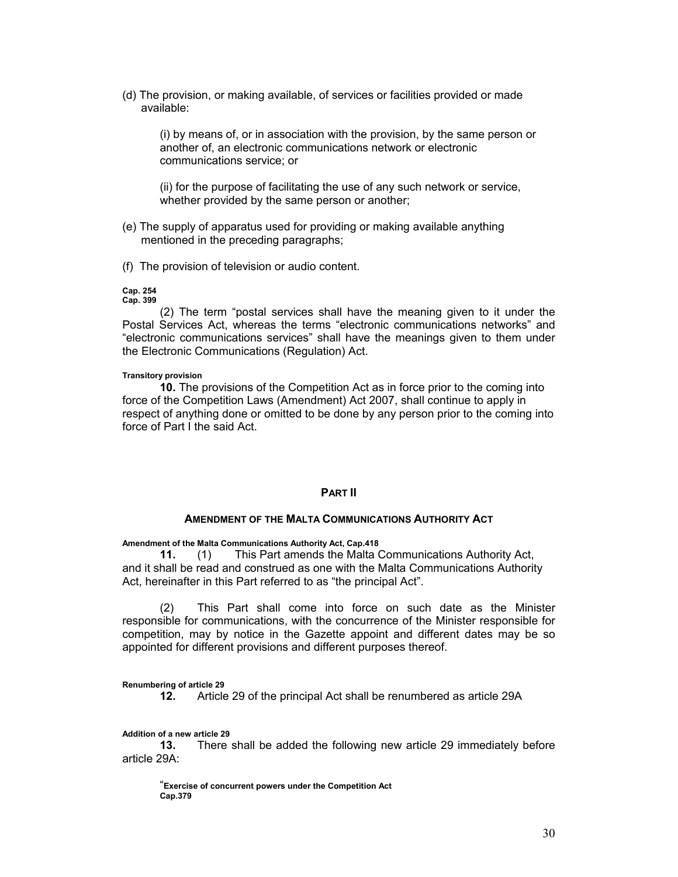(d) The provision, or making available, of services or facilities provided or made available:

(i) by means of, or in association with the provision, by the same person or another of, an electronic communications network or electronic communications service; or

(ii) for the purpose of facilitating the use of any such network or service, whether provided by the same person or another;

(e) The supply of apparatus used for providing or making available anything mentioned in the preceding paragraphs;

(f) The provision of television or audio content.

**Cap. 254**
**Cap. 399**

(2) The term "postal services shall have the meaning given to it under the Postal Services Act, whereas the terms "electronic communications networks" and "electronic communications services" shall have the meanings given to them under the Electronic Communications (Regulation) Act.

**Transitory provision**

**10.** The provisions of the Competition Act as in force prior to the coming into force of the Competition Laws (Amendment) Act 2007, shall continue to apply in respect of anything done or omitted to be done by any person prior to the coming into force of Part I the said Act.

## PART II

### AMENDMENT OF THE MALTA COMMUNICATIONS AUTHORITY ACT

**Amendment of the Malta Communications Authority Act, Cap.418**

**11.** (1) This Part amends the Malta Communications Authority Act, and it shall be read and construed as one with the Malta Communications Authority Act, hereinafter in this Part referred to as "the principal Act".

(2) This Part shall come into force on such date as the Minister responsible for communications, with the concurrence of the Minister responsible for competition, may by notice in the Gazette appoint and different dates may be so appointed for different provisions and different purposes thereof.

**Renumbering of article 29**

**12.** Article 29 of the principal Act shall be renumbered as article 29A

**Addition of a new article 29**

**13.** There shall be added the following new article 29 immediately before article 29A:

"**Exercise of concurrent powers under the Competition Act**
**Cap.379**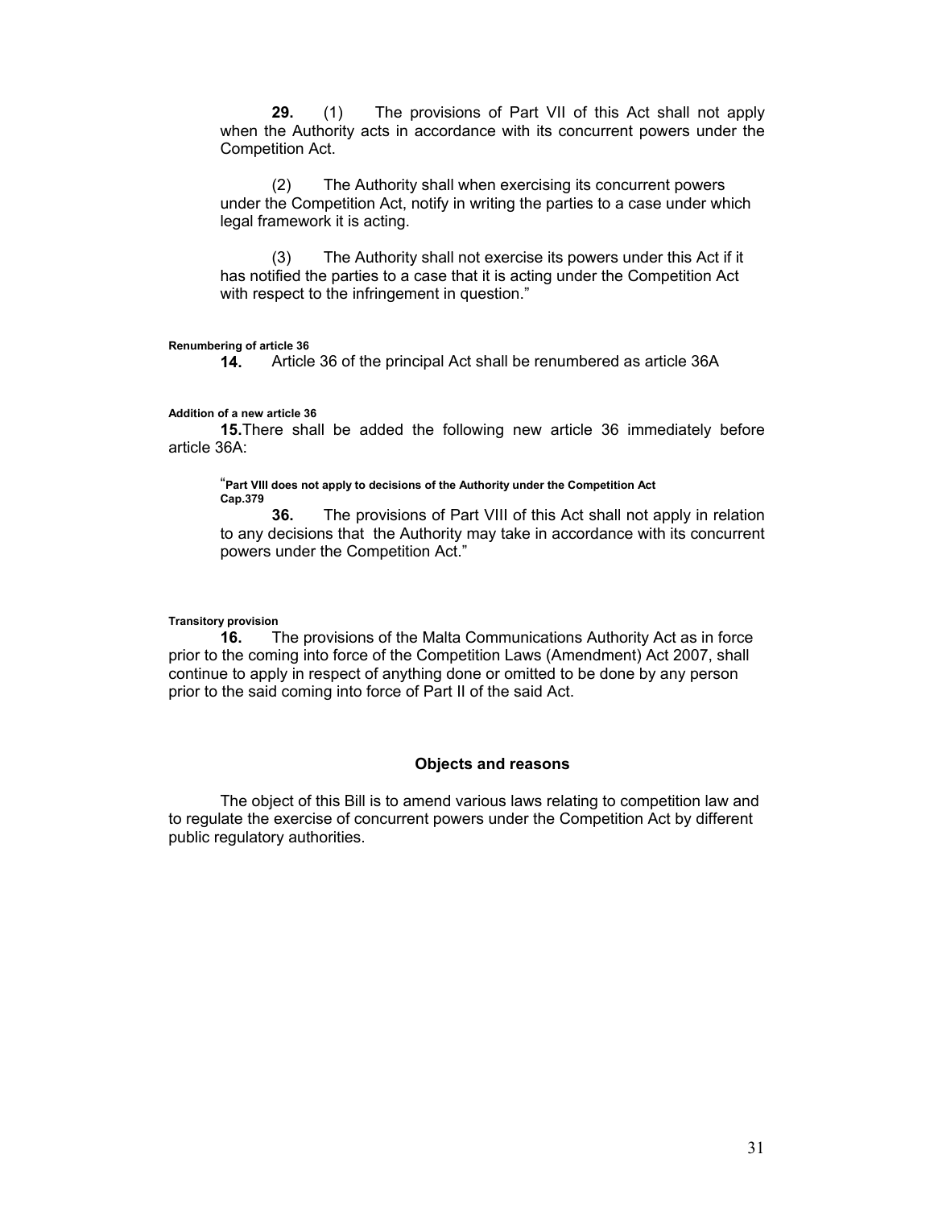**29.** (1) The provisions of Part VII of this Act shall not apply when the Authority acts in accordance with its concurrent powers under the Competition Act.

(2) The Authority shall when exercising its concurrent powers under the Competition Act, notify in writing the parties to a case under which legal framework it is acting.

(3) The Authority shall not exercise its powers under this Act if it has notified the parties to a case that it is acting under the Competition Act with respect to the infringement in question."

**Renumbering of article 36**

**14.** Article 36 of the principal Act shall be renumbered as article 36A

**Addition of a new article 36**

**15.** There shall be added the following new article 36 immediately before article 36A:

"**Part VIII does not apply to decisions of the Authority under the Competition Act**
**Cap.379**

**36.** The provisions of Part VIII of this Act shall not apply in relation to any decisions that the Authority may take in accordance with its concurrent powers under the Competition Act."

**Transitory provision**

**16.** The provisions of the Malta Communications Authority Act as in force prior to the coming into force of the Competition Laws (Amendment) Act 2007, shall continue to apply in respect of anything done or omitted to be done by any person prior to the said coming into force of Part II of the said Act.

### Objects and reasons

The object of this Bill is to amend various laws relating to competition law and to regulate the exercise of concurrent powers under the Competition Act by different public regulatory authorities.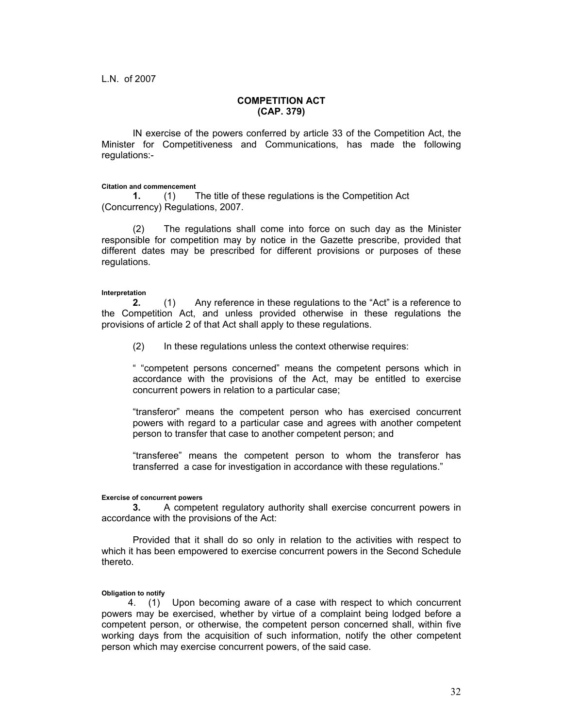L.N. of 2007

**COMPETITION ACT**
**(CAP. 379)**

IN exercise of the powers conferred by article 33 of the Competition Act, the Minister for Competitiveness and Communications, has made the following regulations:-

**Citation and commencement**

**1.** (1) The title of these regulations is the Competition Act (Concurrency) Regulations, 2007.

(2) The regulations shall come into force on such day as the Minister responsible for competition may by notice in the Gazette prescribe, provided that different dates may be prescribed for different provisions or purposes of these regulations.

**Interpretation**

**2.** (1) Any reference in these regulations to the "Act" is a reference to the Competition Act, and unless provided otherwise in these regulations the provisions of article 2 of that Act shall apply to these regulations.

(2) In these regulations unless the context otherwise requires:

" "competent persons concerned" means the competent persons which in accordance with the provisions of the Act, may be entitled to exercise concurrent powers in relation to a particular case;

"transferor" means the competent person who has exercised concurrent powers with regard to a particular case and agrees with another competent person to transfer that case to another competent person; and

"transferee" means the competent person to whom the transferor has transferred a case for investigation in accordance with these regulations."

**Exercise of concurrent powers**

**3.** A competent regulatory authority shall exercise concurrent powers in accordance with the provisions of the Act:

Provided that it shall do so only in relation to the activities with respect to which it has been empowered to exercise concurrent powers in the Second Schedule thereto.

**Obligation to notify**

4. (1) Upon becoming aware of a case with respect to which concurrent powers may be exercised, whether by virtue of a complaint being lodged before a competent person, or otherwise, the competent person concerned shall, within five working days from the acquisition of such information, notify the other competent person which may exercise concurrent powers, of the said case.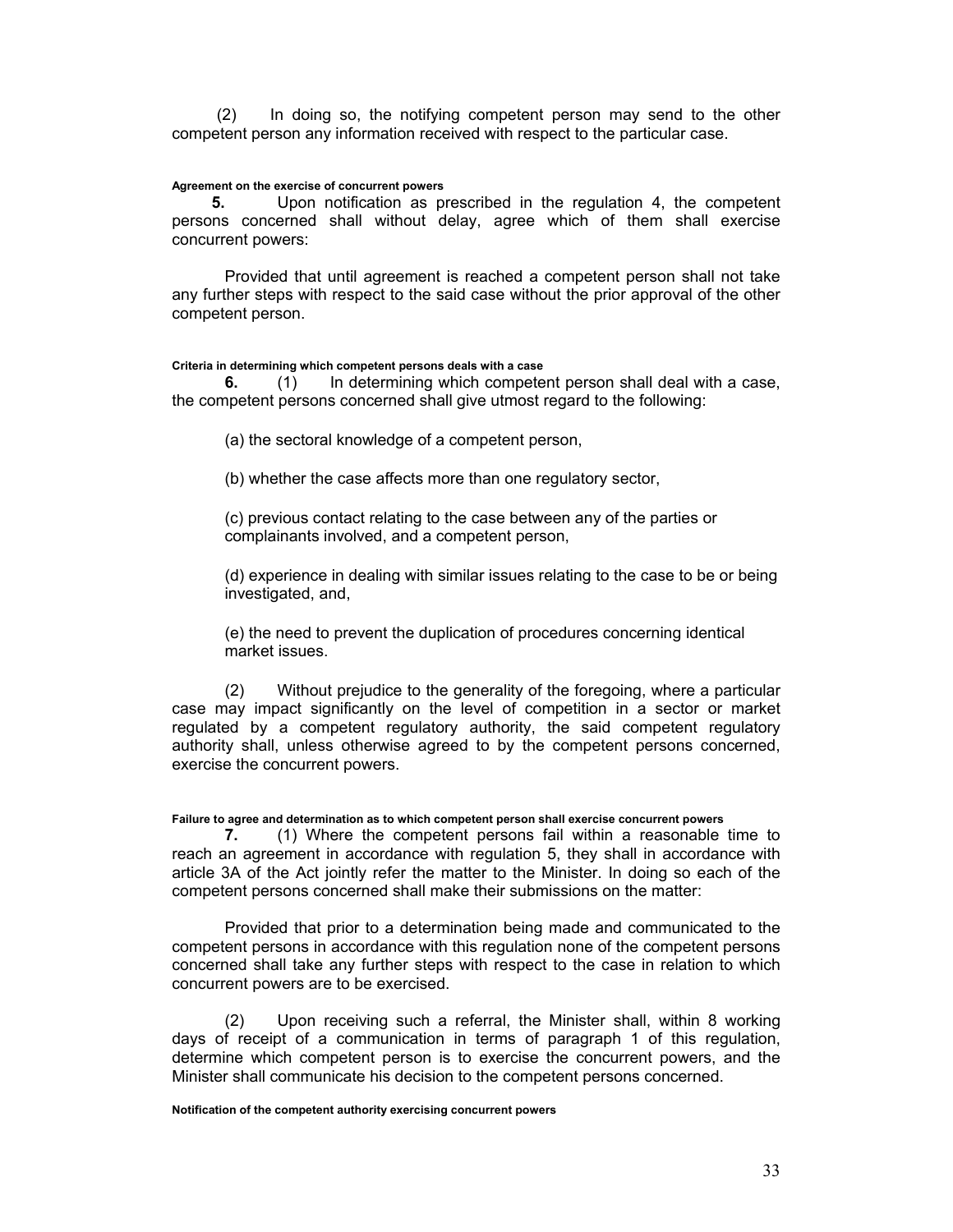(2) In doing so, the notifying competent person may send to the other competent person any information received with respect to the particular case.

**Agreement on the exercise of concurrent powers**

**5.** Upon notification as prescribed in the regulation 4, the competent persons concerned shall without delay, agree which of them shall exercise concurrent powers:

Provided that until agreement is reached a competent person shall not take any further steps with respect to the said case without the prior approval of the other competent person.

**Criteria in determining which competent persons deals with a case**

**6.** (1) In determining which competent person shall deal with a case, the competent persons concerned shall give utmost regard to the following:

(a) the sectoral knowledge of a competent person,

(b) whether the case affects more than one regulatory sector,

(c) previous contact relating to the case between any of the parties or complainants involved, and a competent person,

(d) experience in dealing with similar issues relating to the case to be or being investigated, and,

(e) the need to prevent the duplication of procedures concerning identical market issues.

(2) Without prejudice to the generality of the foregoing, where a particular case may impact significantly on the level of competition in a sector or market regulated by a competent regulatory authority, the said competent regulatory authority shall, unless otherwise agreed to by the competent persons concerned, exercise the concurrent powers.

**Failure to agree and determination as to which competent person shall exercise concurrent powers**

**7.** (1) Where the competent persons fail within a reasonable time to reach an agreement in accordance with regulation 5, they shall in accordance with article 3A of the Act jointly refer the matter to the Minister. In doing so each of the competent persons concerned shall make their submissions on the matter:

Provided that prior to a determination being made and communicated to the competent persons in accordance with this regulation none of the competent persons concerned shall take any further steps with respect to the case in relation to which concurrent powers are to be exercised.

(2) Upon receiving such a referral, the Minister shall, within 8 working days of receipt of a communication in terms of paragraph 1 of this regulation, determine which competent person is to exercise the concurrent powers, and the Minister shall communicate his decision to the competent persons concerned.

**Notification of the competent authority exercising concurrent powers**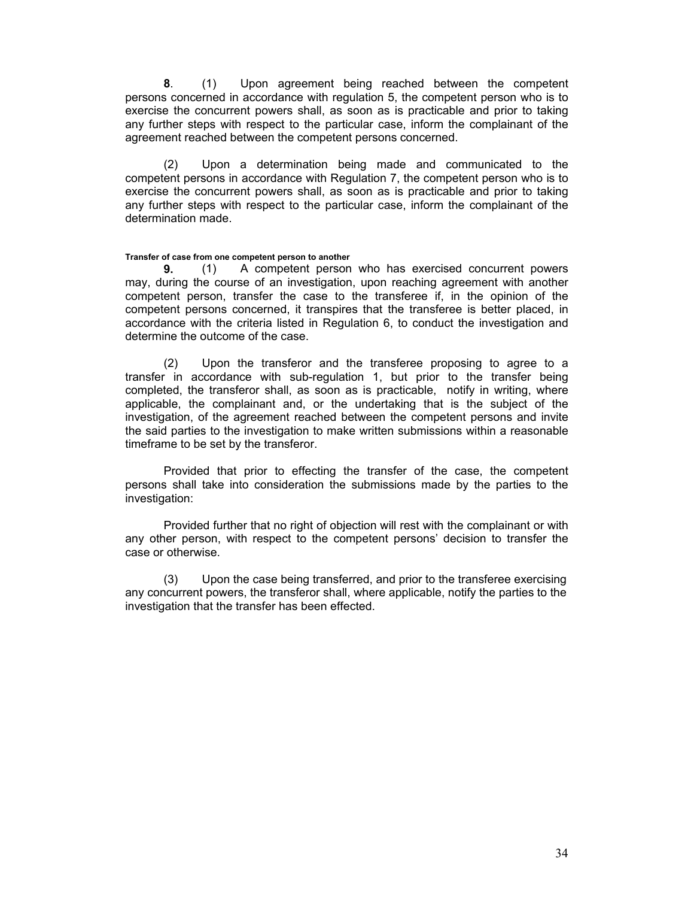**8**. (1) Upon agreement being reached between the competent persons concerned in accordance with regulation 5, the competent person who is to exercise the concurrent powers shall, as soon as is practicable and prior to taking any further steps with respect to the particular case, inform the complainant of the agreement reached between the competent persons concerned.

(2) Upon a determination being made and communicated to the competent persons in accordance with Regulation 7, the competent person who is to exercise the concurrent powers shall, as soon as is practicable and prior to taking any further steps with respect to the particular case, inform the complainant of the determination made.

**Transfer of case from one competent person to another**

**9.** (1) A competent person who has exercised concurrent powers may, during the course of an investigation, upon reaching agreement with another competent person, transfer the case to the transferee if, in the opinion of the competent persons concerned, it transpires that the transferee is better placed, in accordance with the criteria listed in Regulation 6, to conduct the investigation and determine the outcome of the case.

(2) Upon the transferor and the transferee proposing to agree to a transfer in accordance with sub-regulation 1, but prior to the transfer being completed, the transferor shall, as soon as is practicable, notify in writing, where applicable, the complainant and, or the undertaking that is the subject of the investigation, of the agreement reached between the competent persons and invite the said parties to the investigation to make written submissions within a reasonable timeframe to be set by the transferor.

Provided that prior to effecting the transfer of the case, the competent persons shall take into consideration the submissions made by the parties to the investigation:

Provided further that no right of objection will rest with the complainant or with any other person, with respect to the competent persons' decision to transfer the case or otherwise.

(3) Upon the case being transferred, and prior to the transferee exercising any concurrent powers, the transferor shall, where applicable, notify the parties to the investigation that the transfer has been effected.